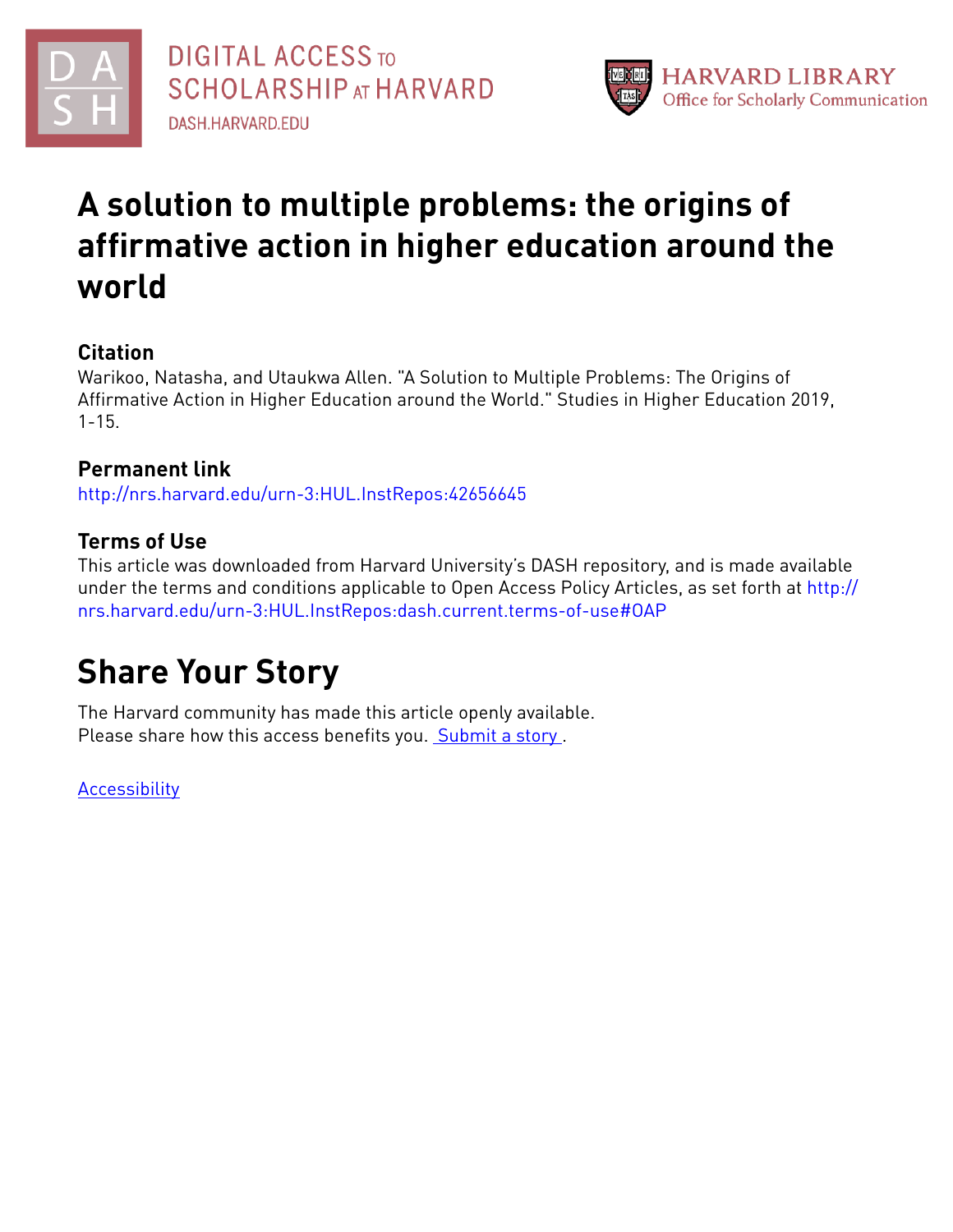DIGITAL ACCESS TO SCHOLARSHIP AT HARVARD
DASH.HARVARD.EDU

HARVARD LIBRARY
Office for Scholarly Communication

# A solution to multiple problems: the origins of affirmative action in higher education around the world

## Citation

Warikoo, Natasha, and Utaukwa Allen. "A Solution to Multiple Problems: The Origins of Affirmative Action in Higher Education around the World." Studies in Higher Education 2019, 1-15.

## Permanent link

http://nrs.harvard.edu/urn-3:HUL.InstRepos:42656645

## Terms of Use

This article was downloaded from Harvard University's DASH repository, and is made available under the terms and conditions applicable to Open Access Policy Articles, as set forth at http://nrs.harvard.edu/urn-3:HUL.InstRepos:dash.current.terms-of-use#OAP

# Share Your Story

The Harvard community has made this article openly available.
Please share how this access benefits you. Submit a story .

Accessibility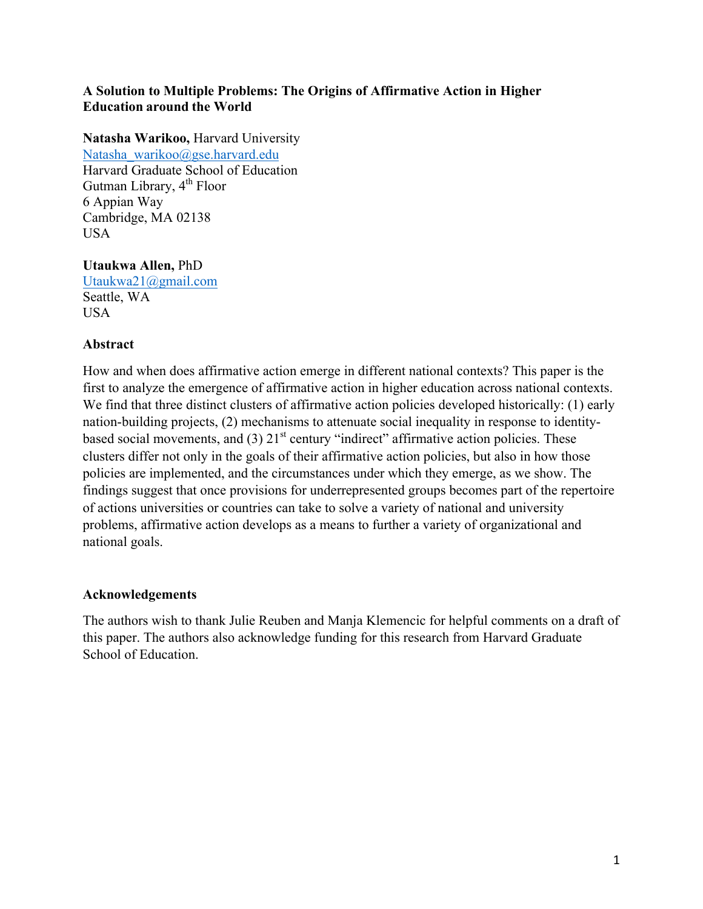**A Solution to Multiple Problems: The Origins of Affirmative Action in Higher Education around the World**

**Natasha Warikoo,** Harvard University
Natasha_warikoo@gse.harvard.edu
Harvard Graduate School of Education
Gutman Library, 4th Floor
6 Appian Way
Cambridge, MA 02138
USA

**Utaukwa Allen,** PhD
Utaukwa21@gmail.com
Seattle, WA
USA

**Abstract**

How and when does affirmative action emerge in different national contexts? This paper is the first to analyze the emergence of affirmative action in higher education across national contexts. We find that three distinct clusters of affirmative action policies developed historically: (1) early nation-building projects, (2) mechanisms to attenuate social inequality in response to identity-based social movements, and (3) 21st century "indirect" affirmative action policies. These clusters differ not only in the goals of their affirmative action policies, but also in how those policies are implemented, and the circumstances under which they emerge, as we show. The findings suggest that once provisions for underrepresented groups becomes part of the repertoire of actions universities or countries can take to solve a variety of national and university problems, affirmative action develops as a means to further a variety of organizational and national goals.

**Acknowledgements**

The authors wish to thank Julie Reuben and Manja Klemencic for helpful comments on a draft of this paper. The authors also acknowledge funding for this research from Harvard Graduate School of Education.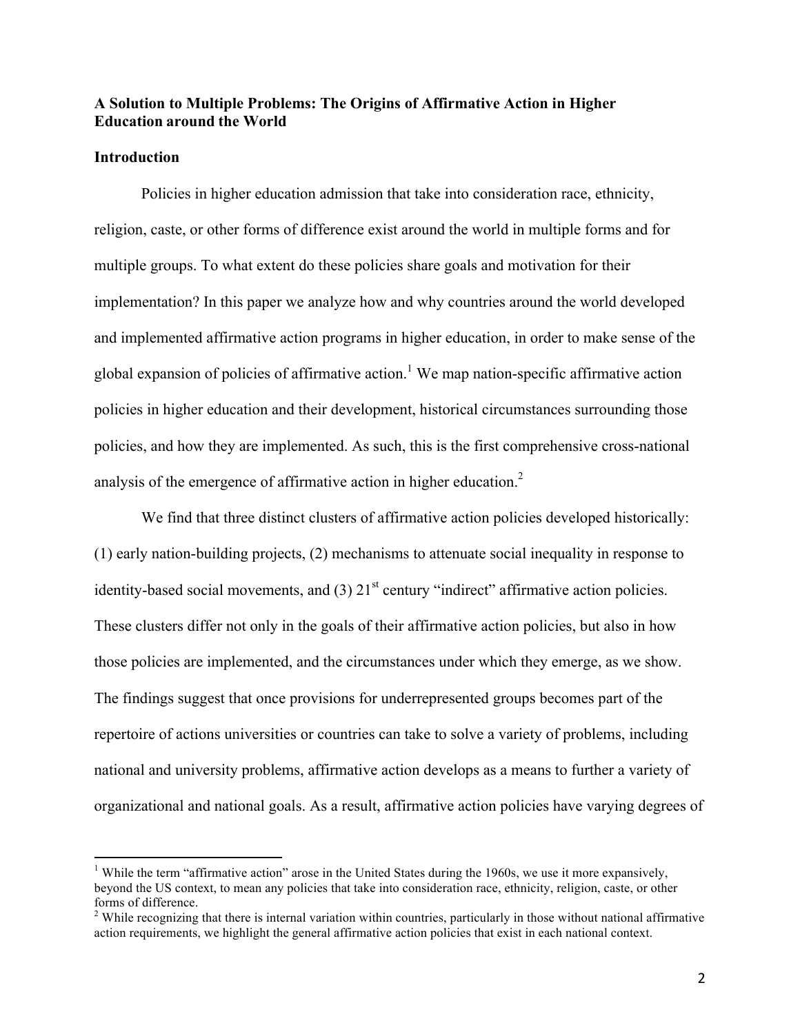**A Solution to Multiple Problems: The Origins of Affirmative Action in Higher Education around the World**

**Introduction**

Policies in higher education admission that take into consideration race, ethnicity, religion, caste, or other forms of difference exist around the world in multiple forms and for multiple groups. To what extent do these policies share goals and motivation for their implementation? In this paper we analyze how and why countries around the world developed and implemented affirmative action programs in higher education, in order to make sense of the global expansion of policies of affirmative action.[1] We map nation-specific affirmative action policies in higher education and their development, historical circumstances surrounding those policies, and how they are implemented. As such, this is the first comprehensive cross-national analysis of the emergence of affirmative action in higher education.[2]

We find that three distinct clusters of affirmative action policies developed historically: (1) early nation-building projects, (2) mechanisms to attenuate social inequality in response to identity-based social movements, and (3) 21st century "indirect" affirmative action policies. These clusters differ not only in the goals of their affirmative action policies, but also in how those policies are implemented, and the circumstances under which they emerge, as we show. The findings suggest that once provisions for underrepresented groups becomes part of the repertoire of actions universities or countries can take to solve a variety of problems, including national and university problems, affirmative action develops as a means to further a variety of organizational and national goals. As a result, affirmative action policies have varying degrees of

[1] While the term "affirmative action" arose in the United States during the 1960s, we use it more expansively, beyond the US context, to mean any policies that take into consideration race, ethnicity, religion, caste, or other forms of difference.

[2] While recognizing that there is internal variation within countries, particularly in those without national affirmative action requirements, we highlight the general affirmative action policies that exist in each national context.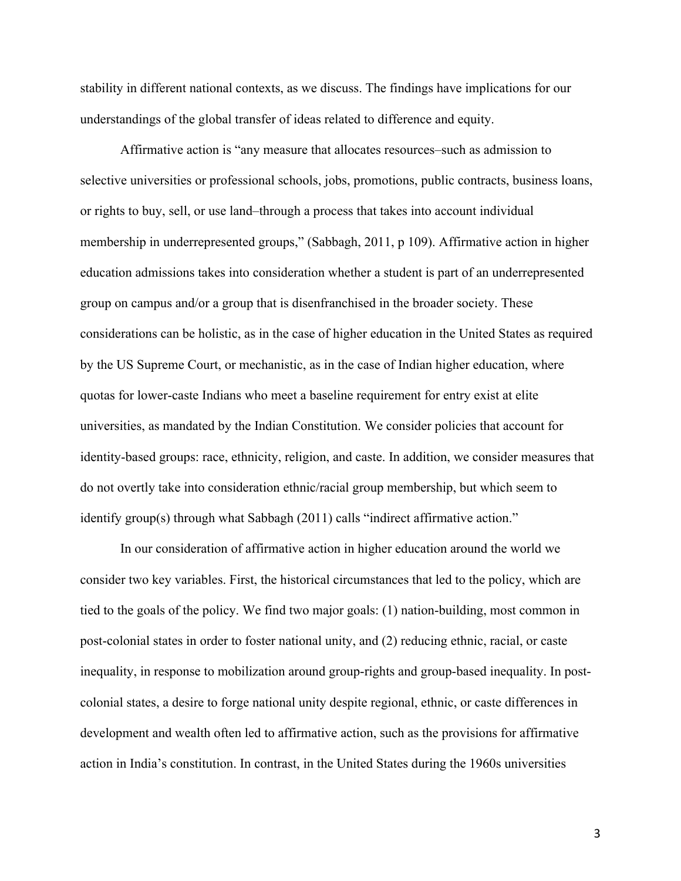stability in different national contexts, as we discuss. The findings have implications for our understandings of the global transfer of ideas related to difference and equity.

Affirmative action is "any measure that allocates resources–such as admission to selective universities or professional schools, jobs, promotions, public contracts, business loans, or rights to buy, sell, or use land–through a process that takes into account individual membership in underrepresented groups," (Sabbagh, 2011, p 109). Affirmative action in higher education admissions takes into consideration whether a student is part of an underrepresented group on campus and/or a group that is disenfranchised in the broader society. These considerations can be holistic, as in the case of higher education in the United States as required by the US Supreme Court, or mechanistic, as in the case of Indian higher education, where quotas for lower-caste Indians who meet a baseline requirement for entry exist at elite universities, as mandated by the Indian Constitution. We consider policies that account for identity-based groups: race, ethnicity, religion, and caste. In addition, we consider measures that do not overtly take into consideration ethnic/racial group membership, but which seem to identify group(s) through what Sabbagh (2011) calls "indirect affirmative action."

In our consideration of affirmative action in higher education around the world we consider two key variables. First, the historical circumstances that led to the policy, which are tied to the goals of the policy. We find two major goals: (1) nation-building, most common in post-colonial states in order to foster national unity, and (2) reducing ethnic, racial, or caste inequality, in response to mobilization around group-rights and group-based inequality. In post-colonial states, a desire to forge national unity despite regional, ethnic, or caste differences in development and wealth often led to affirmative action, such as the provisions for affirmative action in India's constitution. In contrast, in the United States during the 1960s universities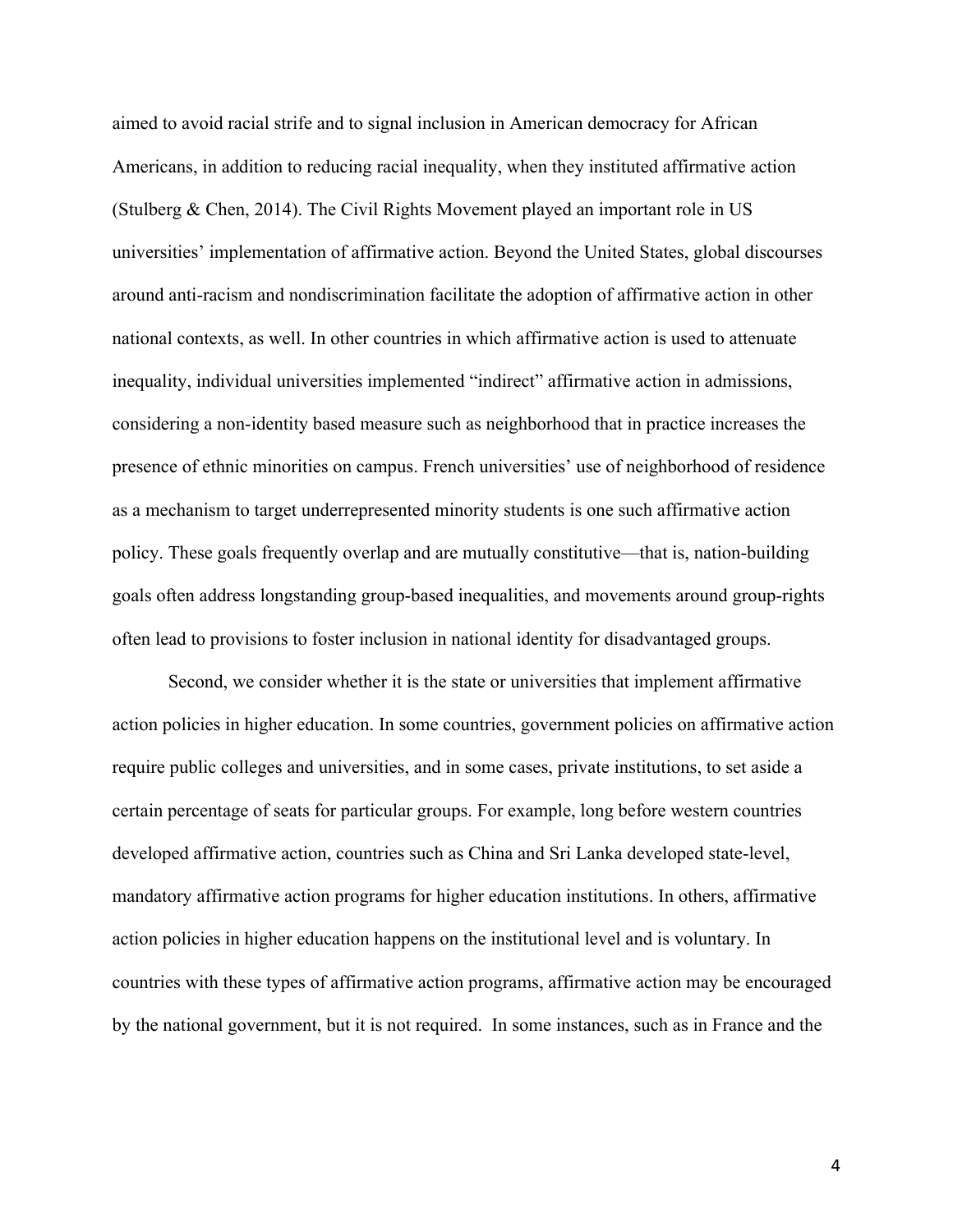aimed to avoid racial strife and to signal inclusion in American democracy for African Americans, in addition to reducing racial inequality, when they instituted affirmative action (Stulberg & Chen, 2014). The Civil Rights Movement played an important role in US universities' implementation of affirmative action. Beyond the United States, global discourses around anti-racism and nondiscrimination facilitate the adoption of affirmative action in other national contexts, as well. In other countries in which affirmative action is used to attenuate inequality, individual universities implemented "indirect" affirmative action in admissions, considering a non-identity based measure such as neighborhood that in practice increases the presence of ethnic minorities on campus. French universities' use of neighborhood of residence as a mechanism to target underrepresented minority students is one such affirmative action policy. These goals frequently overlap and are mutually constitutive—that is, nation-building goals often address longstanding group-based inequalities, and movements around group-rights often lead to provisions to foster inclusion in national identity for disadvantaged groups.

Second, we consider whether it is the state or universities that implement affirmative action policies in higher education. In some countries, government policies on affirmative action require public colleges and universities, and in some cases, private institutions, to set aside a certain percentage of seats for particular groups. For example, long before western countries developed affirmative action, countries such as China and Sri Lanka developed state-level, mandatory affirmative action programs for higher education institutions. In others, affirmative action policies in higher education happens on the institutional level and is voluntary. In countries with these types of affirmative action programs, affirmative action may be encouraged by the national government, but it is not required. In some instances, such as in France and the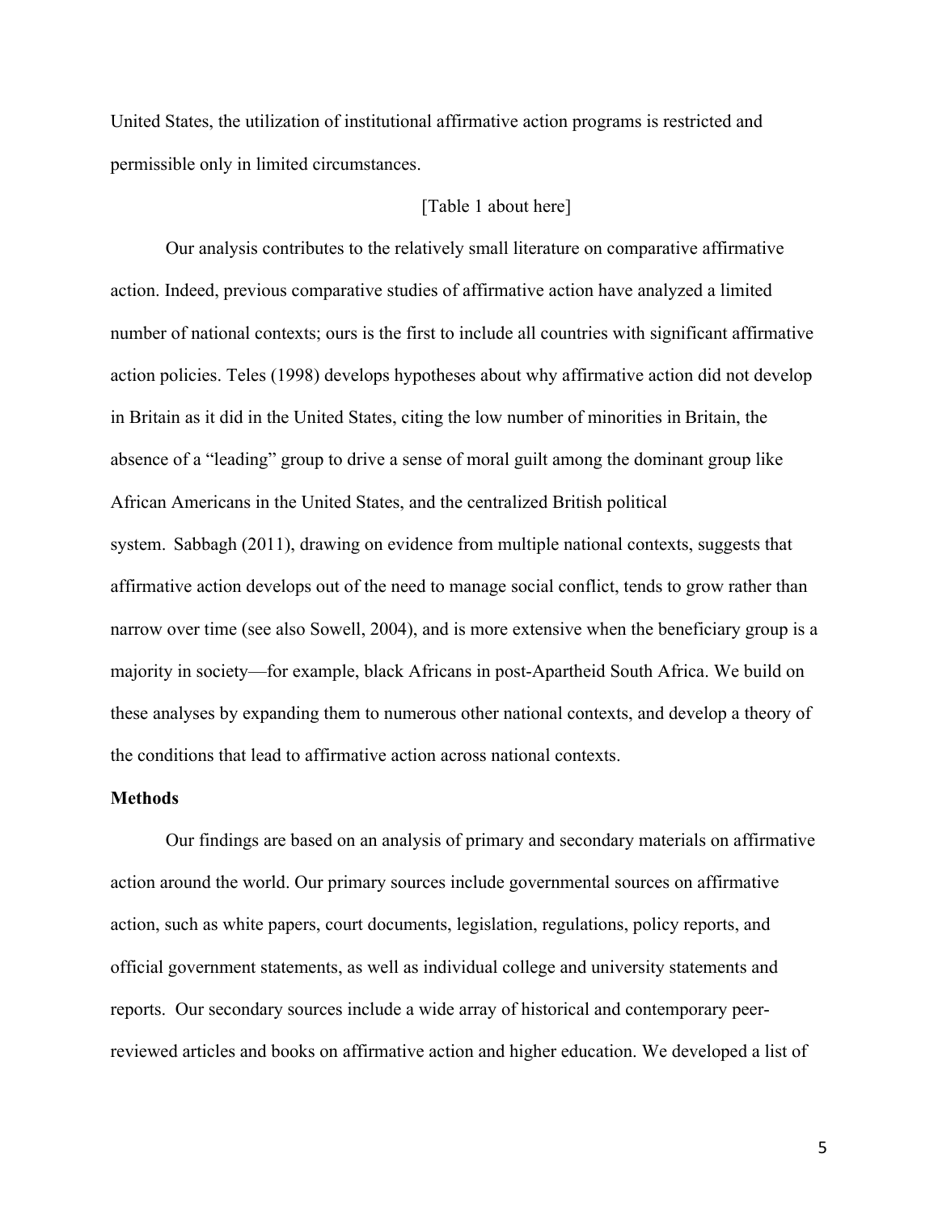United States, the utilization of institutional affirmative action programs is restricted and permissible only in limited circumstances.

[Table 1 about here]

Our analysis contributes to the relatively small literature on comparative affirmative action. Indeed, previous comparative studies of affirmative action have analyzed a limited number of national contexts; ours is the first to include all countries with significant affirmative action policies. Teles (1998) develops hypotheses about why affirmative action did not develop in Britain as it did in the United States, citing the low number of minorities in Britain, the absence of a "leading" group to drive a sense of moral guilt among the dominant group like African Americans in the United States, and the centralized British political system. Sabbagh (2011), drawing on evidence from multiple national contexts, suggests that affirmative action develops out of the need to manage social conflict, tends to grow rather than narrow over time (see also Sowell, 2004), and is more extensive when the beneficiary group is a majority in society—for example, black Africans in post-Apartheid South Africa. We build on these analyses by expanding them to numerous other national contexts, and develop a theory of the conditions that lead to affirmative action across national contexts.

**Methods**

Our findings are based on an analysis of primary and secondary materials on affirmative action around the world. Our primary sources include governmental sources on affirmative action, such as white papers, court documents, legislation, regulations, policy reports, and official government statements, as well as individual college and university statements and reports. Our secondary sources include a wide array of historical and contemporary peer-reviewed articles and books on affirmative action and higher education. We developed a list of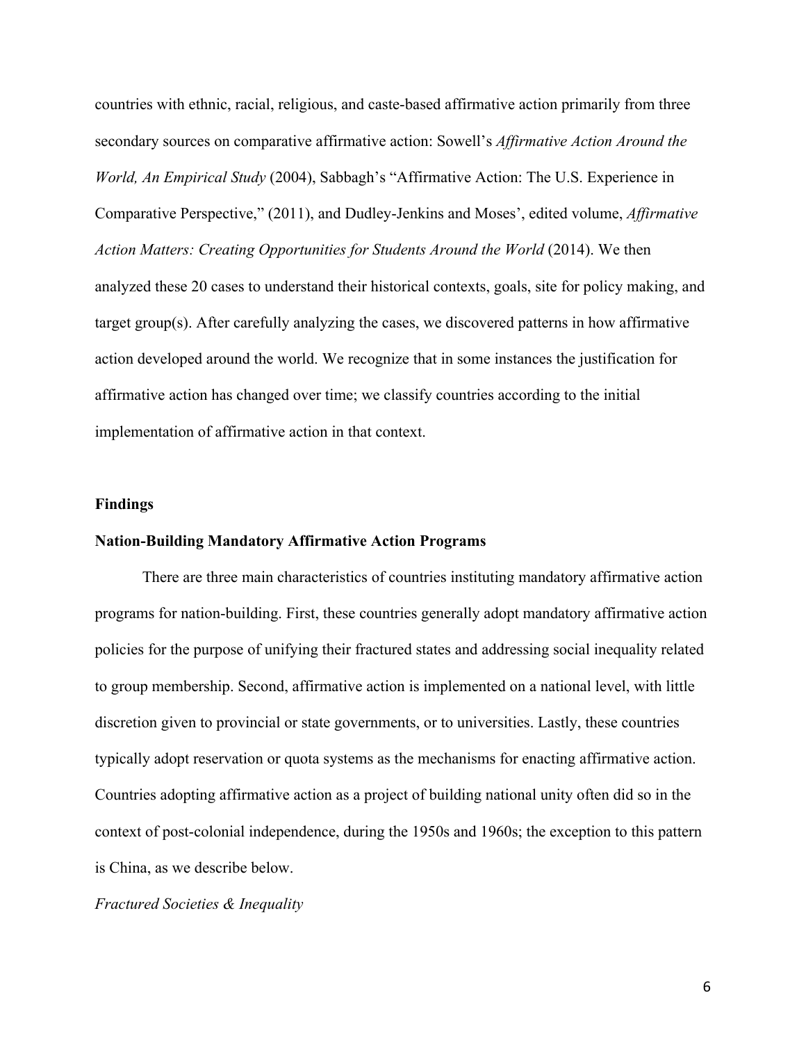countries with ethnic, racial, religious, and caste-based affirmative action primarily from three secondary sources on comparative affirmative action: Sowell's *Affirmative Action Around the World, An Empirical Study* (2004), Sabbagh's "Affirmative Action: The U.S. Experience in Comparative Perspective," (2011), and Dudley-Jenkins and Moses', edited volume, *Affirmative Action Matters: Creating Opportunities for Students Around the World* (2014). We then analyzed these 20 cases to understand their historical contexts, goals, site for policy making, and target group(s). After carefully analyzing the cases, we discovered patterns in how affirmative action developed around the world. We recognize that in some instances the justification for affirmative action has changed over time; we classify countries according to the initial implementation of affirmative action in that context.

## Findings

### Nation-Building Mandatory Affirmative Action Programs

There are three main characteristics of countries instituting mandatory affirmative action programs for nation-building. First, these countries generally adopt mandatory affirmative action policies for the purpose of unifying their fractured states and addressing social inequality related to group membership. Second, affirmative action is implemented on a national level, with little discretion given to provincial or state governments, or to universities. Lastly, these countries typically adopt reservation or quota systems as the mechanisms for enacting affirmative action. Countries adopting affirmative action as a project of building national unity often did so in the context of post-colonial independence, during the 1950s and 1960s; the exception to this pattern is China, as we describe below.

*Fractured Societies & Inequality*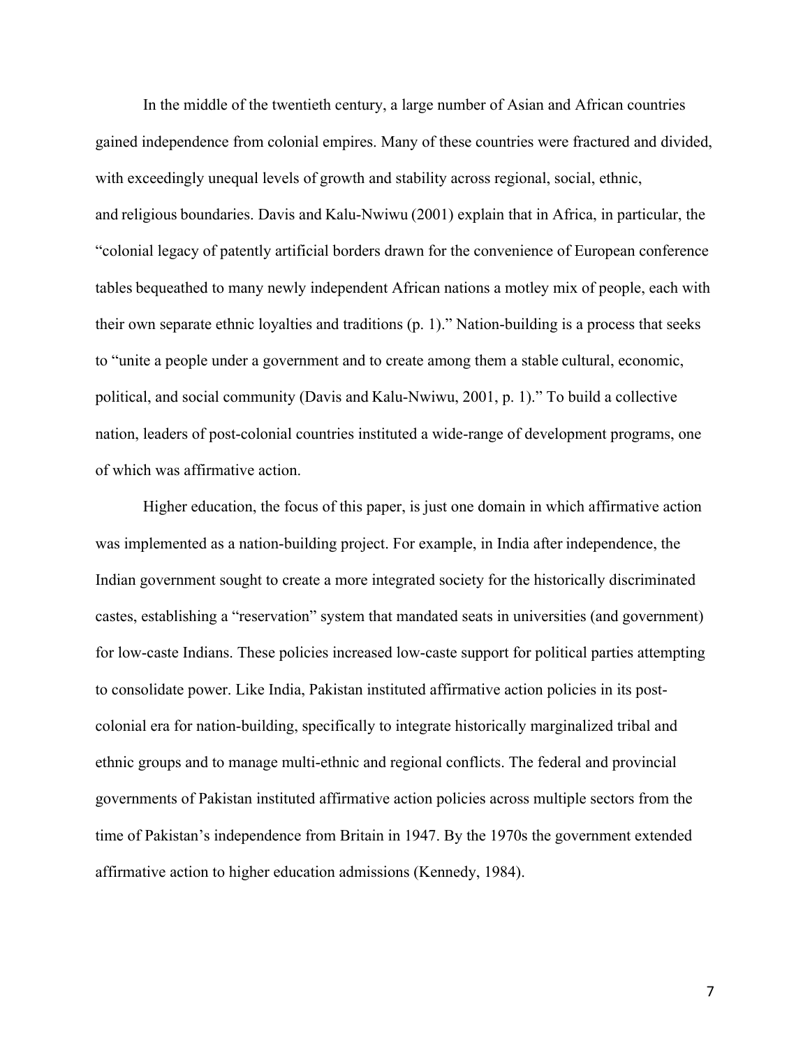In the middle of the twentieth century, a large number of Asian and African countries gained independence from colonial empires. Many of these countries were fractured and divided, with exceedingly unequal levels of growth and stability across regional, social, ethnic, and religious boundaries. Davis and Kalu-Nwiwu (2001) explain that in Africa, in particular, the "colonial legacy of patently artificial borders drawn for the convenience of European conference tables bequeathed to many newly independent African nations a motley mix of people, each with their own separate ethnic loyalties and traditions (p. 1)." Nation-building is a process that seeks to "unite a people under a government and to create among them a stable cultural, economic, political, and social community (Davis and Kalu-Nwiwu, 2001, p. 1)." To build a collective nation, leaders of post-colonial countries instituted a wide-range of development programs, one of which was affirmative action.

Higher education, the focus of this paper, is just one domain in which affirmative action was implemented as a nation-building project. For example, in India after independence, the Indian government sought to create a more integrated society for the historically discriminated castes, establishing a "reservation" system that mandated seats in universities (and government) for low-caste Indians. These policies increased low-caste support for political parties attempting to consolidate power. Like India, Pakistan instituted affirmative action policies in its post-colonial era for nation-building, specifically to integrate historically marginalized tribal and ethnic groups and to manage multi-ethnic and regional conflicts. The federal and provincial governments of Pakistan instituted affirmative action policies across multiple sectors from the time of Pakistan's independence from Britain in 1947. By the 1970s the government extended affirmative action to higher education admissions (Kennedy, 1984).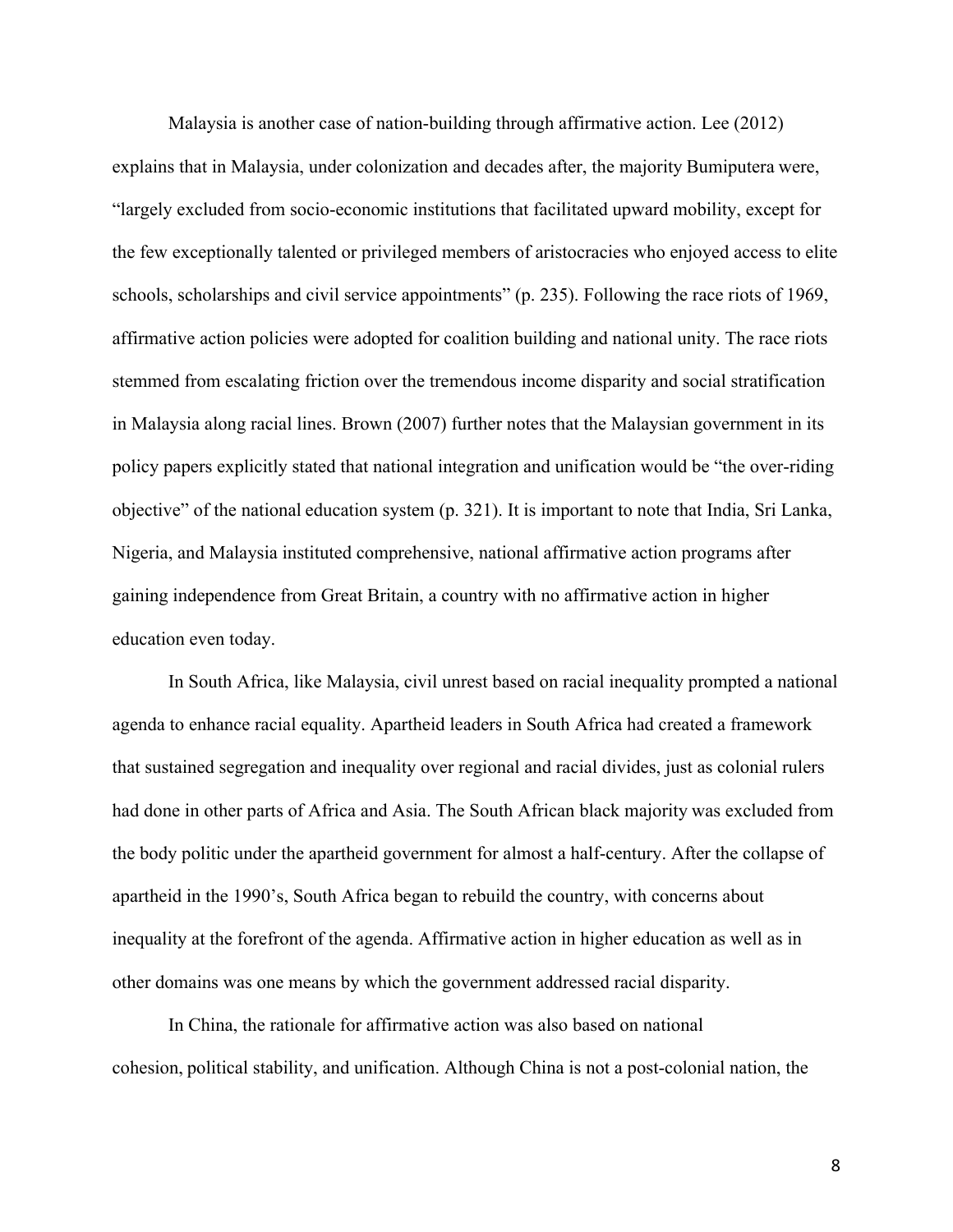Malaysia is another case of nation-building through affirmative action. Lee (2012) explains that in Malaysia, under colonization and decades after, the majority Bumiputera were, "largely excluded from socio-economic institutions that facilitated upward mobility, except for the few exceptionally talented or privileged members of aristocracies who enjoyed access to elite schools, scholarships and civil service appointments" (p. 235). Following the race riots of 1969, affirmative action policies were adopted for coalition building and national unity. The race riots stemmed from escalating friction over the tremendous income disparity and social stratification in Malaysia along racial lines. Brown (2007) further notes that the Malaysian government in its policy papers explicitly stated that national integration and unification would be "the over-riding objective" of the national education system (p. 321). It is important to note that India, Sri Lanka, Nigeria, and Malaysia instituted comprehensive, national affirmative action programs after gaining independence from Great Britain, a country with no affirmative action in higher education even today.

In South Africa, like Malaysia, civil unrest based on racial inequality prompted a national agenda to enhance racial equality. Apartheid leaders in South Africa had created a framework that sustained segregation and inequality over regional and racial divides, just as colonial rulers had done in other parts of Africa and Asia. The South African black majority was excluded from the body politic under the apartheid government for almost a half-century. After the collapse of apartheid in the 1990's, South Africa began to rebuild the country, with concerns about inequality at the forefront of the agenda. Affirmative action in higher education as well as in other domains was one means by which the government addressed racial disparity.

In China, the rationale for affirmative action was also based on national cohesion, political stability, and unification. Although China is not a post-colonial nation, the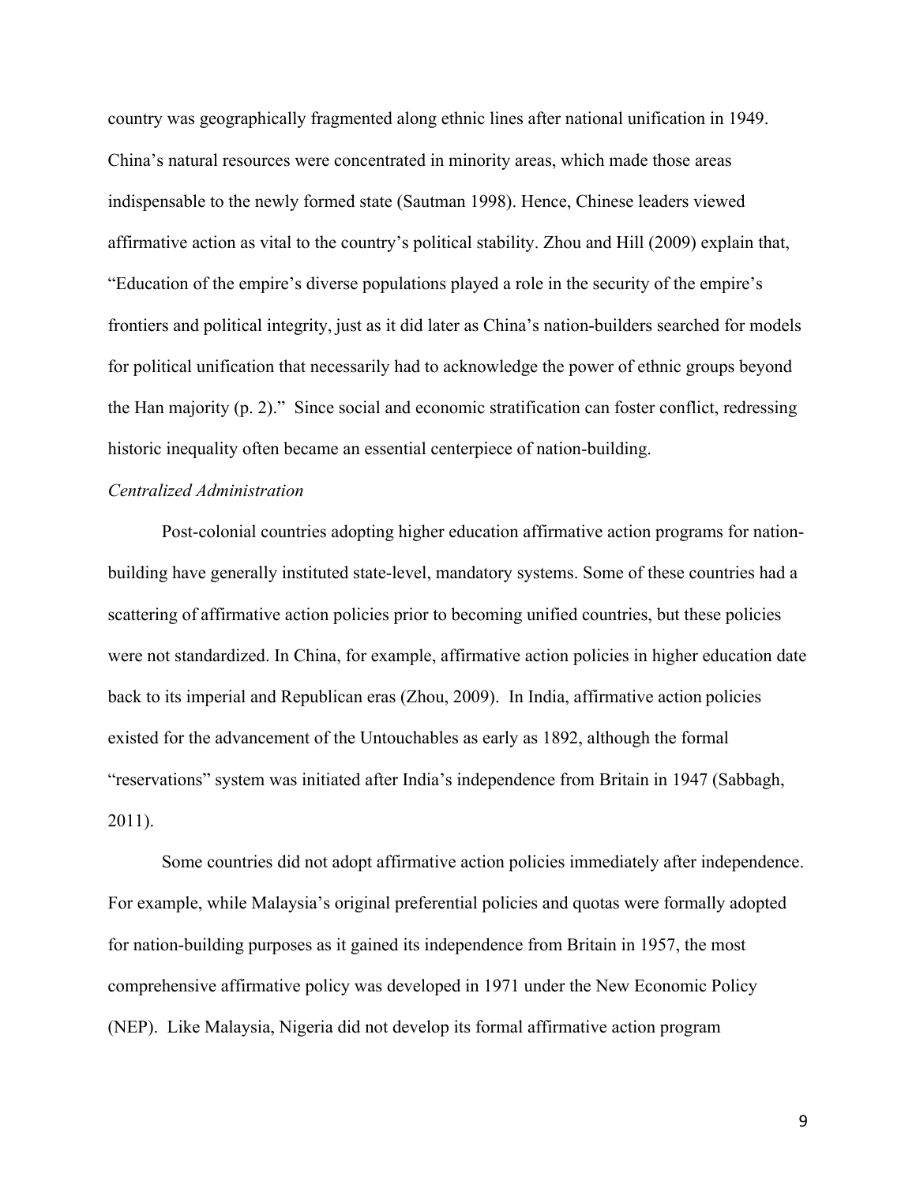country was geographically fragmented along ethnic lines after national unification in 1949. China's natural resources were concentrated in minority areas, which made those areas indispensable to the newly formed state (Sautman 1998). Hence, Chinese leaders viewed affirmative action as vital to the country's political stability. Zhou and Hill (2009) explain that, "Education of the empire's diverse populations played a role in the security of the empire's frontiers and political integrity, just as it did later as China's nation-builders searched for models for political unification that necessarily had to acknowledge the power of ethnic groups beyond the Han majority (p. 2)." Since social and economic stratification can foster conflict, redressing historic inequality often became an essential centerpiece of nation-building.

*Centralized Administration*

Post-colonial countries adopting higher education affirmative action programs for nation-building have generally instituted state-level, mandatory systems. Some of these countries had a scattering of affirmative action policies prior to becoming unified countries, but these policies were not standardized. In China, for example, affirmative action policies in higher education date back to its imperial and Republican eras (Zhou, 2009). In India, affirmative action policies existed for the advancement of the Untouchables as early as 1892, although the formal "reservations" system was initiated after India's independence from Britain in 1947 (Sabbagh, 2011).

Some countries did not adopt affirmative action policies immediately after independence. For example, while Malaysia's original preferential policies and quotas were formally adopted for nation-building purposes as it gained its independence from Britain in 1957, the most comprehensive affirmative policy was developed in 1971 under the New Economic Policy (NEP). Like Malaysia, Nigeria did not develop its formal affirmative action program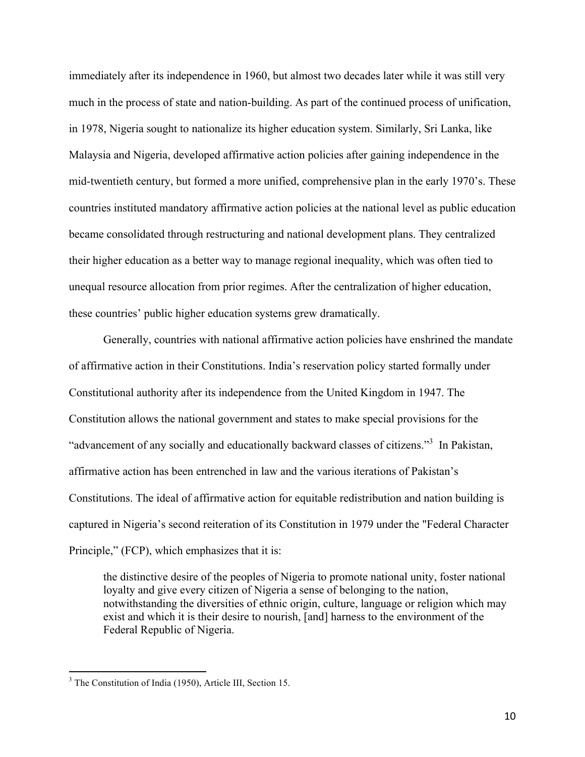immediately after its independence in 1960, but almost two decades later while it was still very much in the process of state and nation-building. As part of the continued process of unification, in 1978, Nigeria sought to nationalize its higher education system. Similarly, Sri Lanka, like Malaysia and Nigeria, developed affirmative action policies after gaining independence in the mid-twentieth century, but formed a more unified, comprehensive plan in the early 1970's. These countries instituted mandatory affirmative action policies at the national level as public education became consolidated through restructuring and national development plans. They centralized their higher education as a better way to manage regional inequality, which was often tied to unequal resource allocation from prior regimes. After the centralization of higher education, these countries' public higher education systems grew dramatically.

Generally, countries with national affirmative action policies have enshrined the mandate of affirmative action in their Constitutions. India's reservation policy started formally under Constitutional authority after its independence from the United Kingdom in 1947. The Constitution allows the national government and states to make special provisions for the "advancement of any socially and educationally backward classes of citizens."[3] In Pakistan, affirmative action has been entrenched in law and the various iterations of Pakistan's Constitutions. The ideal of affirmative action for equitable redistribution and nation building is captured in Nigeria's second reiteration of its Constitution in 1979 under the "Federal Character Principle," (FCP), which emphasizes that it is:

> the distinctive desire of the peoples of Nigeria to promote national unity, foster national loyalty and give every citizen of Nigeria a sense of belonging to the nation, notwithstanding the diversities of ethnic origin, culture, language or religion which may exist and which it is their desire to nourish, [and] harness to the environment of the Federal Republic of Nigeria.

---

[3] The Constitution of India (1950), Article III, Section 15.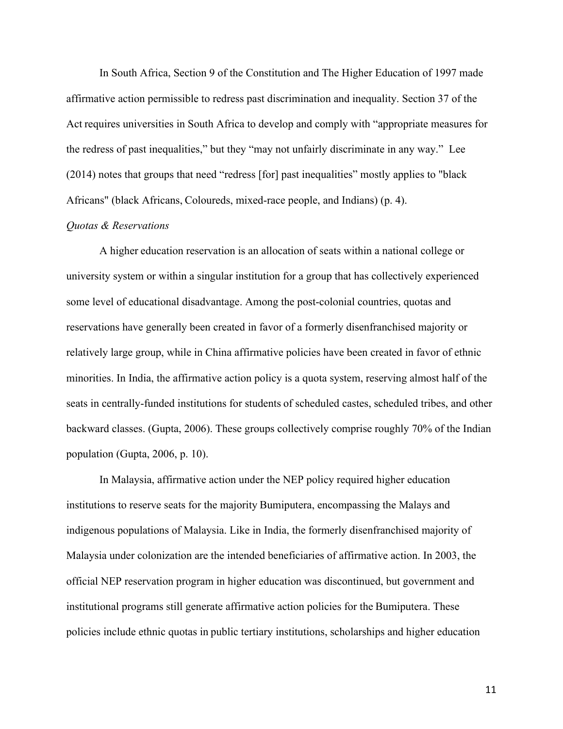In South Africa, Section 9 of the Constitution and The Higher Education of 1997 made affirmative action permissible to redress past discrimination and inequality. Section 37 of the Act requires universities in South Africa to develop and comply with "appropriate measures for the redress of past inequalities," but they "may not unfairly discriminate in any way." Lee (2014) notes that groups that need "redress [for] past inequalities" mostly applies to "black Africans" (black Africans, Coloureds, mixed-race people, and Indians) (p. 4).

*Quotas & Reservations*

A higher education reservation is an allocation of seats within a national college or university system or within a singular institution for a group that has collectively experienced some level of educational disadvantage. Among the post-colonial countries, quotas and reservations have generally been created in favor of a formerly disenfranchised majority or relatively large group, while in China affirmative policies have been created in favor of ethnic minorities. In India, the affirmative action policy is a quota system, reserving almost half of the seats in centrally-funded institutions for students of scheduled castes, scheduled tribes, and other backward classes. (Gupta, 2006). These groups collectively comprise roughly 70% of the Indian population (Gupta, 2006, p. 10).

In Malaysia, affirmative action under the NEP policy required higher education institutions to reserve seats for the majority Bumiputera, encompassing the Malays and indigenous populations of Malaysia. Like in India, the formerly disenfranchised majority of Malaysia under colonization are the intended beneficiaries of affirmative action. In 2003, the official NEP reservation program in higher education was discontinued, but government and institutional programs still generate affirmative action policies for the Bumiputera. These policies include ethnic quotas in public tertiary institutions, scholarships and higher education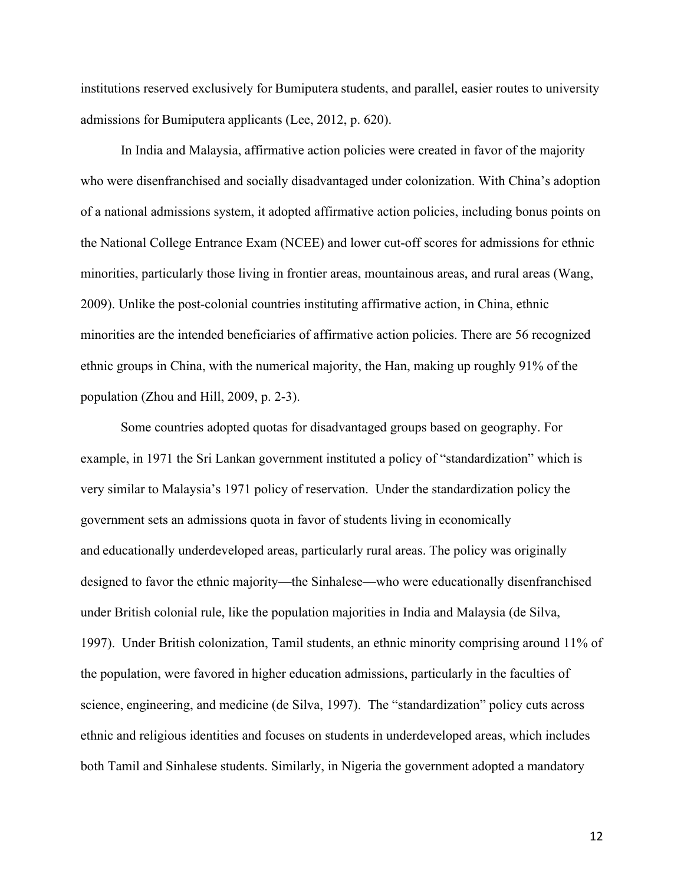institutions reserved exclusively for Bumiputera students, and parallel, easier routes to university admissions for Bumiputera applicants (Lee, 2012, p. 620).

In India and Malaysia, affirmative action policies were created in favor of the majority who were disenfranchised and socially disadvantaged under colonization. With China's adoption of a national admissions system, it adopted affirmative action policies, including bonus points on the National College Entrance Exam (NCEE) and lower cut-off scores for admissions for ethnic minorities, particularly those living in frontier areas, mountainous areas, and rural areas (Wang, 2009). Unlike the post-colonial countries instituting affirmative action, in China, ethnic minorities are the intended beneficiaries of affirmative action policies. There are 56 recognized ethnic groups in China, with the numerical majority, the Han, making up roughly 91% of the population (Zhou and Hill, 2009, p. 2-3).

Some countries adopted quotas for disadvantaged groups based on geography. For example, in 1971 the Sri Lankan government instituted a policy of "standardization" which is very similar to Malaysia's 1971 policy of reservation. Under the standardization policy the government sets an admissions quota in favor of students living in economically and educationally underdeveloped areas, particularly rural areas. The policy was originally designed to favor the ethnic majority—the Sinhalese—who were educationally disenfranchised under British colonial rule, like the population majorities in India and Malaysia (de Silva, 1997). Under British colonization, Tamil students, an ethnic minority comprising around 11% of the population, were favored in higher education admissions, particularly in the faculties of science, engineering, and medicine (de Silva, 1997). The "standardization" policy cuts across ethnic and religious identities and focuses on students in underdeveloped areas, which includes both Tamil and Sinhalese students. Similarly, in Nigeria the government adopted a mandatory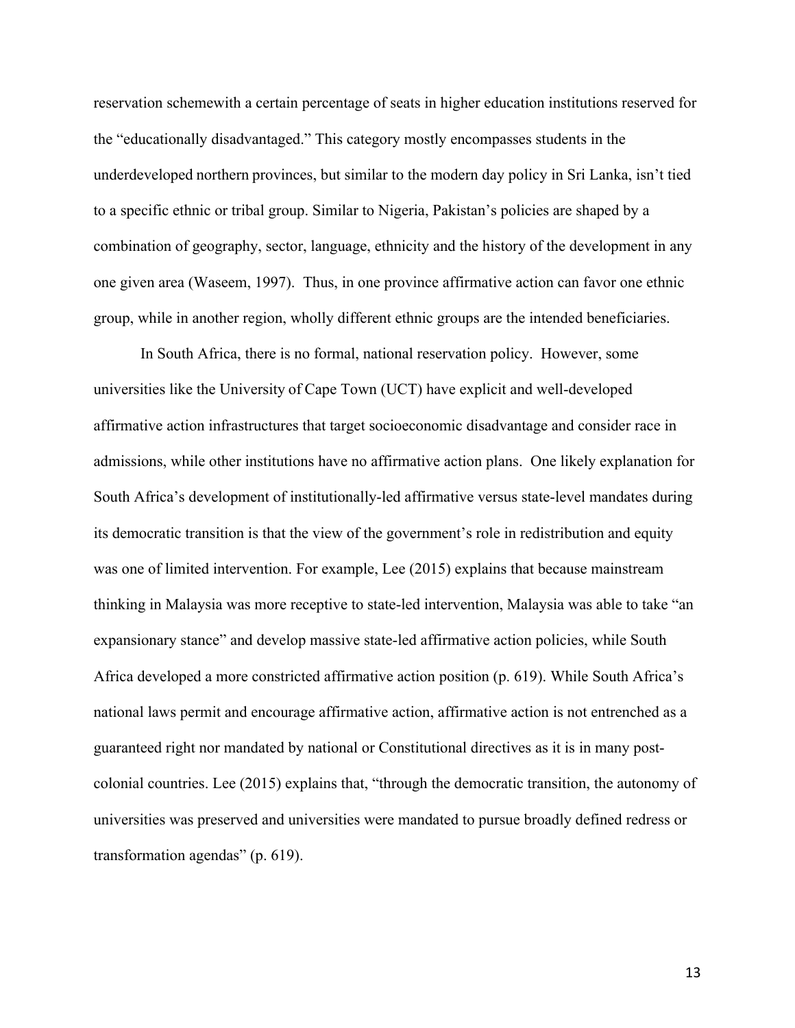reservation schemewith a certain percentage of seats in higher education institutions reserved for the "educationally disadvantaged." This category mostly encompasses students in the underdeveloped northern provinces, but similar to the modern day policy in Sri Lanka, isn't tied to a specific ethnic or tribal group. Similar to Nigeria, Pakistan's policies are shaped by a combination of geography, sector, language, ethnicity and the history of the development in any one given area (Waseem, 1997). Thus, in one province affirmative action can favor one ethnic group, while in another region, wholly different ethnic groups are the intended beneficiaries.

In South Africa, there is no formal, national reservation policy. However, some universities like the University of Cape Town (UCT) have explicit and well-developed affirmative action infrastructures that target socioeconomic disadvantage and consider race in admissions, while other institutions have no affirmative action plans. One likely explanation for South Africa's development of institutionally-led affirmative versus state-level mandates during its democratic transition is that the view of the government's role in redistribution and equity was one of limited intervention. For example, Lee (2015) explains that because mainstream thinking in Malaysia was more receptive to state-led intervention, Malaysia was able to take "an expansionary stance" and develop massive state-led affirmative action policies, while South Africa developed a more constricted affirmative action position (p. 619). While South Africa's national laws permit and encourage affirmative action, affirmative action is not entrenched as a guaranteed right nor mandated by national or Constitutional directives as it is in many post-colonial countries. Lee (2015) explains that, "through the democratic transition, the autonomy of universities was preserved and universities were mandated to pursue broadly defined redress or transformation agendas" (p. 619).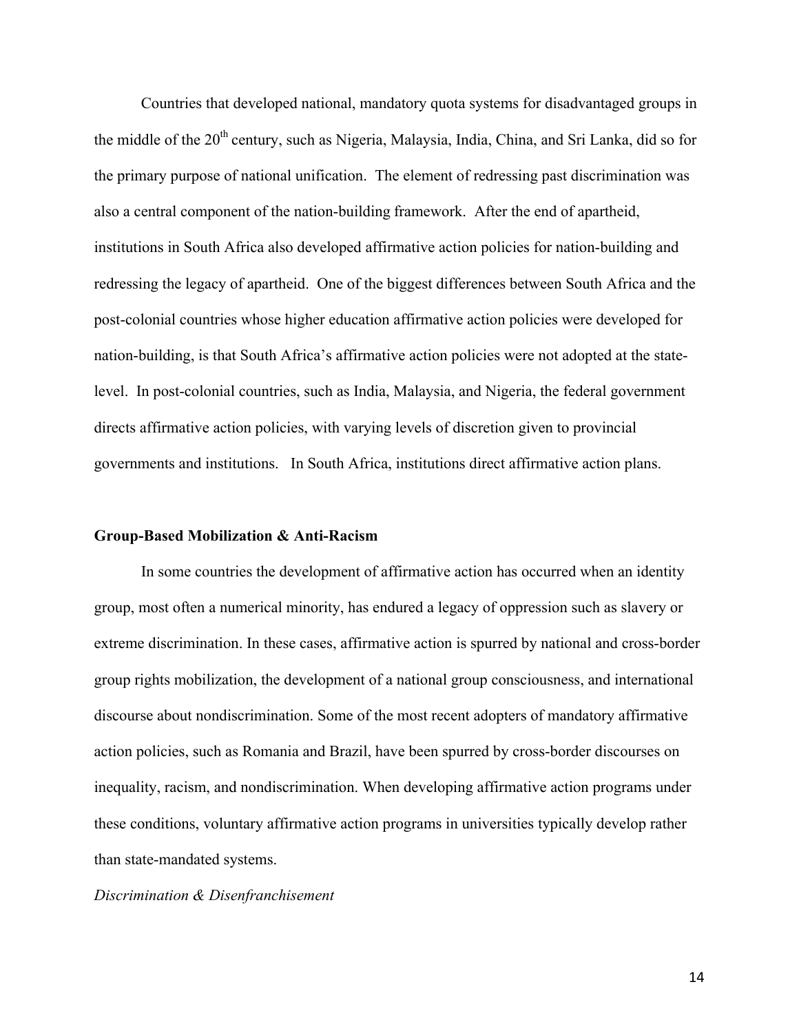Countries that developed national, mandatory quota systems for disadvantaged groups in the middle of the 20th century, such as Nigeria, Malaysia, India, China, and Sri Lanka, did so for the primary purpose of national unification. The element of redressing past discrimination was also a central component of the nation-building framework. After the end of apartheid, institutions in South Africa also developed affirmative action policies for nation-building and redressing the legacy of apartheid. One of the biggest differences between South Africa and the post-colonial countries whose higher education affirmative action policies were developed for nation-building, is that South Africa's affirmative action policies were not adopted at the state-level. In post-colonial countries, such as India, Malaysia, and Nigeria, the federal government directs affirmative action policies, with varying levels of discretion given to provincial governments and institutions. In South Africa, institutions direct affirmative action plans.

**Group-Based Mobilization & Anti-Racism**

In some countries the development of affirmative action has occurred when an identity group, most often a numerical minority, has endured a legacy of oppression such as slavery or extreme discrimination. In these cases, affirmative action is spurred by national and cross-border group rights mobilization, the development of a national group consciousness, and international discourse about nondiscrimination. Some of the most recent adopters of mandatory affirmative action policies, such as Romania and Brazil, have been spurred by cross-border discourses on inequality, racism, and nondiscrimination. When developing affirmative action programs under these conditions, voluntary affirmative action programs in universities typically develop rather than state-mandated systems.

*Discrimination & Disenfranchisement*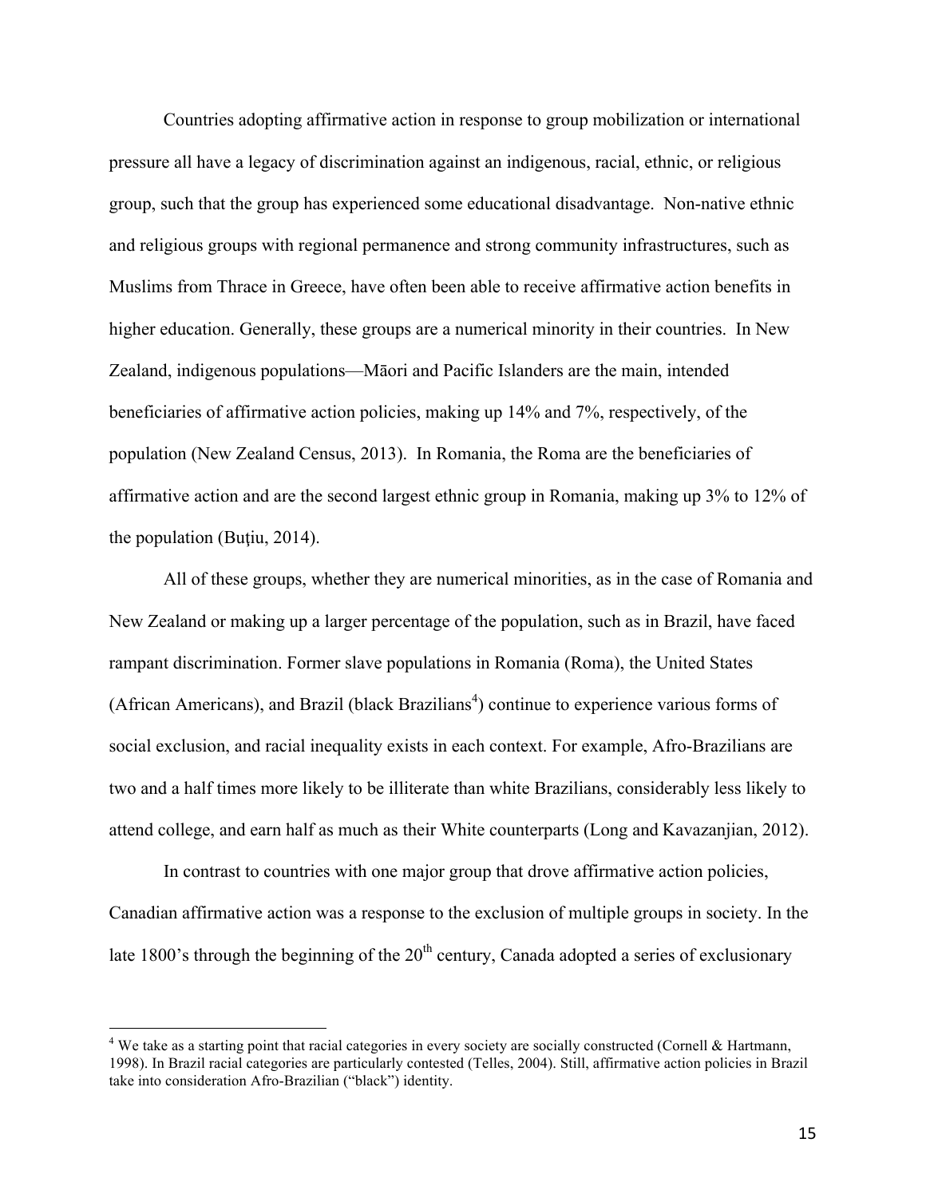Countries adopting affirmative action in response to group mobilization or international pressure all have a legacy of discrimination against an indigenous, racial, ethnic, or religious group, such that the group has experienced some educational disadvantage. Non-native ethnic and religious groups with regional permanence and strong community infrastructures, such as Muslims from Thrace in Greece, have often been able to receive affirmative action benefits in higher education. Generally, these groups are a numerical minority in their countries. In New Zealand, indigenous populations—Māori and Pacific Islanders are the main, intended beneficiaries of affirmative action policies, making up 14% and 7%, respectively, of the population (New Zealand Census, 2013). In Romania, the Roma are the beneficiaries of affirmative action and are the second largest ethnic group in Romania, making up 3% to 12% of the population (Buţiu, 2014).

All of these groups, whether they are numerical minorities, as in the case of Romania and New Zealand or making up a larger percentage of the population, such as in Brazil, have faced rampant discrimination. Former slave populations in Romania (Roma), the United States (African Americans), and Brazil (black Brazilians[4]) continue to experience various forms of social exclusion, and racial inequality exists in each context. For example, Afro-Brazilians are two and a half times more likely to be illiterate than white Brazilians, considerably less likely to attend college, and earn half as much as their White counterparts (Long and Kavazanjian, 2012).

In contrast to countries with one major group that drove affirmative action policies, Canadian affirmative action was a response to the exclusion of multiple groups in society. In the late 1800's through the beginning of the 20th century, Canada adopted a series of exclusionary

---

[4] We take as a starting point that racial categories in every society are socially constructed (Cornell & Hartmann, 1998). In Brazil racial categories are particularly contested (Telles, 2004). Still, affirmative action policies in Brazil take into consideration Afro-Brazilian ("black") identity.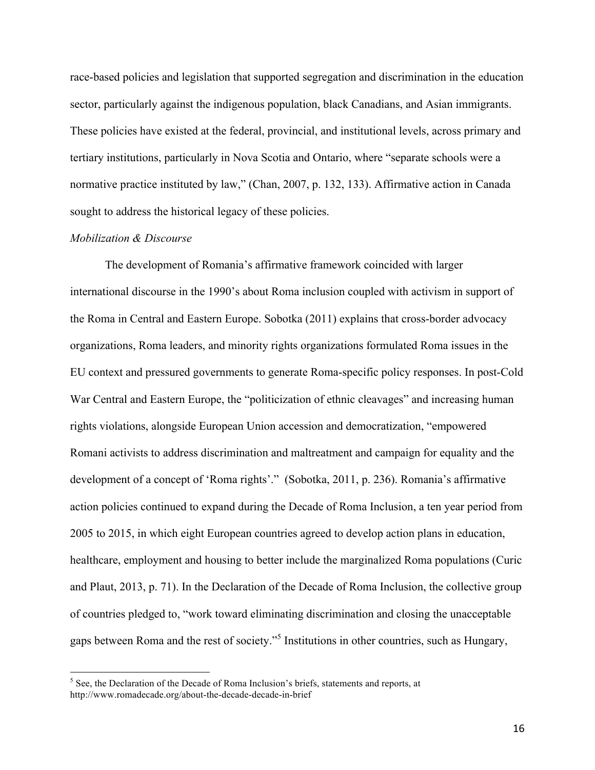race-based policies and legislation that supported segregation and discrimination in the education sector, particularly against the indigenous population, black Canadians, and Asian immigrants. These policies have existed at the federal, provincial, and institutional levels, across primary and tertiary institutions, particularly in Nova Scotia and Ontario, where "separate schools were a normative practice instituted by law," (Chan, 2007, p. 132, 133). Affirmative action in Canada sought to address the historical legacy of these policies.

*Mobilization & Discourse*

The development of Romania's affirmative framework coincided with larger international discourse in the 1990's about Roma inclusion coupled with activism in support of the Roma in Central and Eastern Europe. Sobotka (2011) explains that cross-border advocacy organizations, Roma leaders, and minority rights organizations formulated Roma issues in the EU context and pressured governments to generate Roma-specific policy responses. In post-Cold War Central and Eastern Europe, the "politicization of ethnic cleavages" and increasing human rights violations, alongside European Union accession and democratization, "empowered Romani activists to address discrimination and maltreatment and campaign for equality and the development of a concept of 'Roma rights'." (Sobotka, 2011, p. 236). Romania's affirmative action policies continued to expand during the Decade of Roma Inclusion, a ten year period from 2005 to 2015, in which eight European countries agreed to develop action plans in education, healthcare, employment and housing to better include the marginalized Roma populations (Curic and Plaut, 2013, p. 71). In the Declaration of the Decade of Roma Inclusion, the collective group of countries pledged to, "work toward eliminating discrimination and closing the unacceptable gaps between Roma and the rest of society."[5] Institutions in other countries, such as Hungary,

[5] See, the Declaration of the Decade of Roma Inclusion's briefs, statements and reports, at http://www.romadecade.org/about-the-decade-decade-in-brief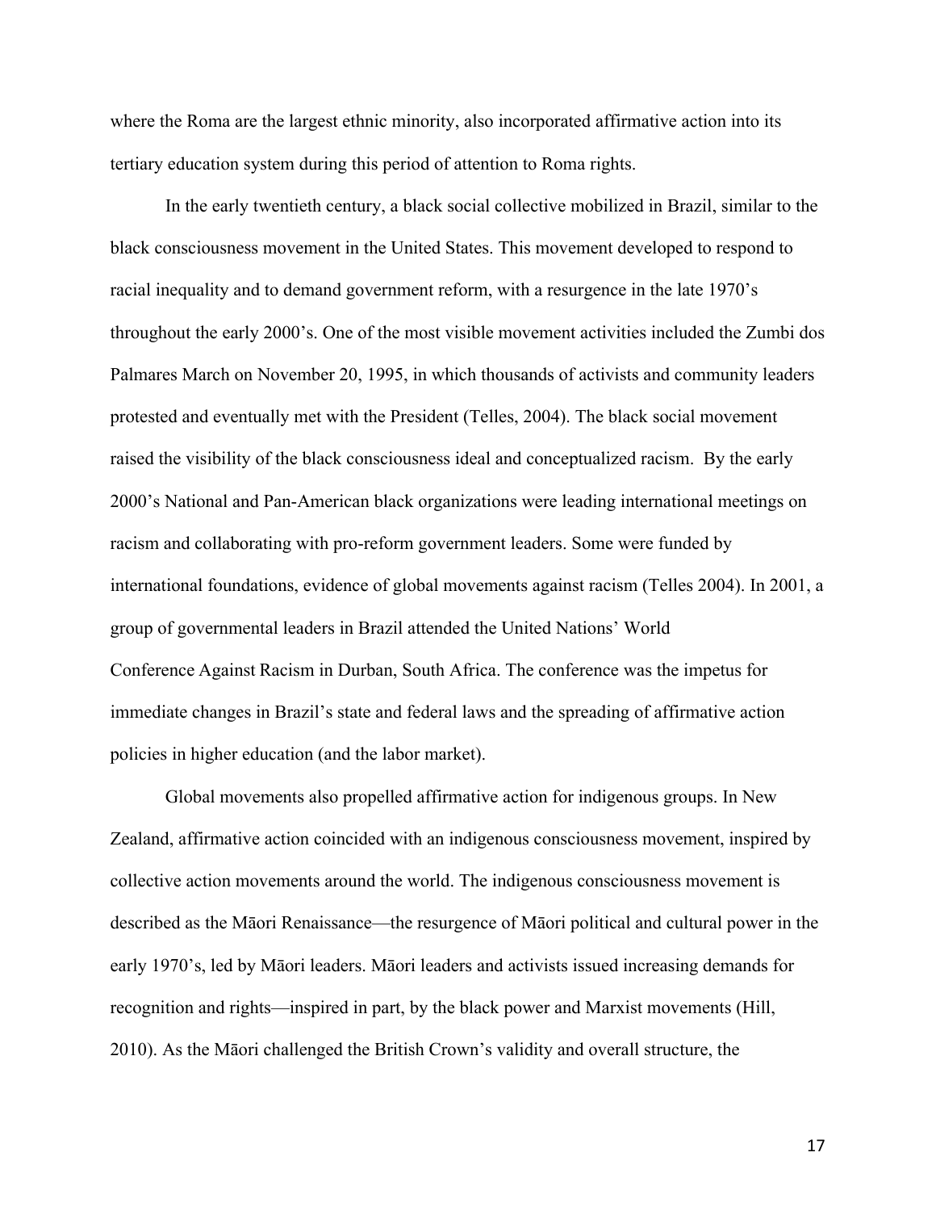where the Roma are the largest ethnic minority, also incorporated affirmative action into its tertiary education system during this period of attention to Roma rights.

In the early twentieth century, a black social collective mobilized in Brazil, similar to the black consciousness movement in the United States. This movement developed to respond to racial inequality and to demand government reform, with a resurgence in the late 1970's throughout the early 2000's. One of the most visible movement activities included the Zumbi dos Palmares March on November 20, 1995, in which thousands of activists and community leaders protested and eventually met with the President (Telles, 2004). The black social movement raised the visibility of the black consciousness ideal and conceptualized racism. By the early 2000's National and Pan-American black organizations were leading international meetings on racism and collaborating with pro-reform government leaders. Some were funded by international foundations, evidence of global movements against racism (Telles 2004). In 2001, a group of governmental leaders in Brazil attended the United Nations' World Conference Against Racism in Durban, South Africa. The conference was the impetus for immediate changes in Brazil's state and federal laws and the spreading of affirmative action policies in higher education (and the labor market).

Global movements also propelled affirmative action for indigenous groups. In New Zealand, affirmative action coincided with an indigenous consciousness movement, inspired by collective action movements around the world. The indigenous consciousness movement is described as the Māori Renaissance—the resurgence of Māori political and cultural power in the early 1970's, led by Māori leaders. Māori leaders and activists issued increasing demands for recognition and rights—inspired in part, by the black power and Marxist movements (Hill, 2010). As the Māori challenged the British Crown's validity and overall structure, the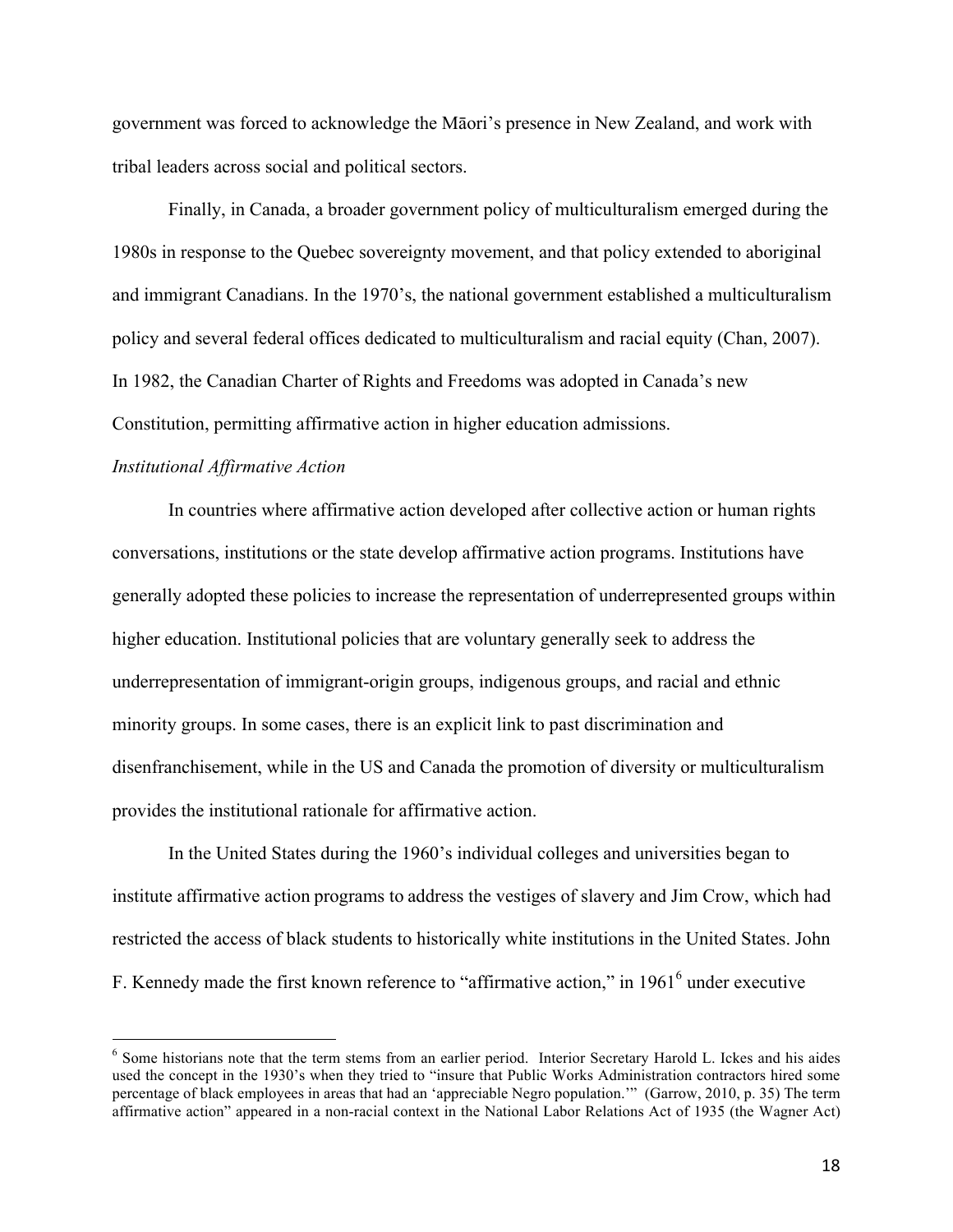government was forced to acknowledge the Māori's presence in New Zealand, and work with tribal leaders across social and political sectors.

Finally, in Canada, a broader government policy of multiculturalism emerged during the 1980s in response to the Quebec sovereignty movement, and that policy extended to aboriginal and immigrant Canadians. In the 1970's, the national government established a multiculturalism policy and several federal offices dedicated to multiculturalism and racial equity (Chan, 2007). In 1982, the Canadian Charter of Rights and Freedoms was adopted in Canada's new Constitution, permitting affirmative action in higher education admissions.

*Institutional Affirmative Action*

In countries where affirmative action developed after collective action or human rights conversations, institutions or the state develop affirmative action programs. Institutions have generally adopted these policies to increase the representation of underrepresented groups within higher education. Institutional policies that are voluntary generally seek to address the underrepresentation of immigrant-origin groups, indigenous groups, and racial and ethnic minority groups. In some cases, there is an explicit link to past discrimination and disenfranchisement, while in the US and Canada the promotion of diversity or multiculturalism provides the institutional rationale for affirmative action.

In the United States during the 1960's individual colleges and universities began to institute affirmative action programs to address the vestiges of slavery and Jim Crow, which had restricted the access of black students to historically white institutions in the United States. John F. Kennedy made the first known reference to "affirmative action," in 1961[6] under executive

---

[6] Some historians note that the term stems from an earlier period. Interior Secretary Harold L. Ickes and his aides used the concept in the 1930's when they tried to "insure that Public Works Administration contractors hired some percentage of black employees in areas that had an 'appreciable Negro population.'" (Garrow, 2010, p. 35) The term affirmative action" appeared in a non-racial context in the National Labor Relations Act of 1935 (the Wagner Act)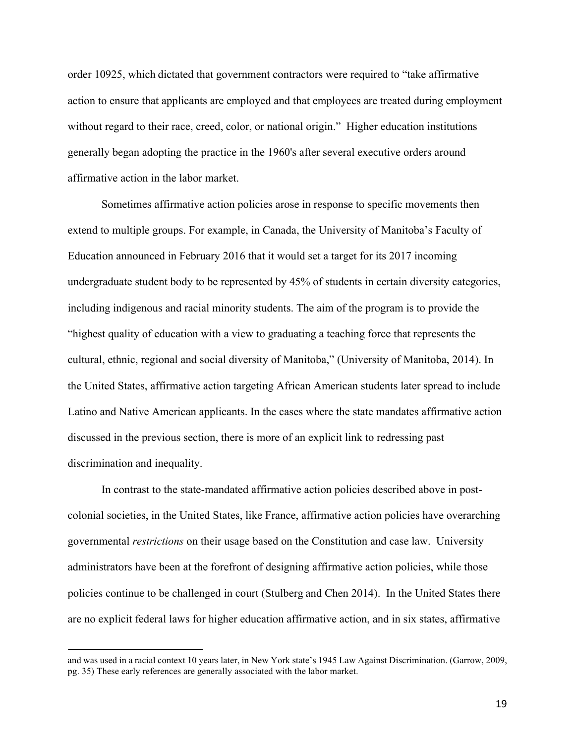order 10925, which dictated that government contractors were required to "take affirmative action to ensure that applicants are employed and that employees are treated during employment without regard to their race, creed, color, or national origin." Higher education institutions generally began adopting the practice in the 1960's after several executive orders around affirmative action in the labor market.

Sometimes affirmative action policies arose in response to specific movements then extend to multiple groups. For example, in Canada, the University of Manitoba's Faculty of Education announced in February 2016 that it would set a target for its 2017 incoming undergraduate student body to be represented by 45% of students in certain diversity categories, including indigenous and racial minority students. The aim of the program is to provide the "highest quality of education with a view to graduating a teaching force that represents the cultural, ethnic, regional and social diversity of Manitoba," (University of Manitoba, 2014). In the United States, affirmative action targeting African American students later spread to include Latino and Native American applicants. In the cases where the state mandates affirmative action discussed in the previous section, there is more of an explicit link to redressing past discrimination and inequality.

In contrast to the state-mandated affirmative action policies described above in post-colonial societies, in the United States, like France, affirmative action policies have overarching governmental *restrictions* on their usage based on the Constitution and case law. University administrators have been at the forefront of designing affirmative action policies, while those policies continue to be challenged in court (Stulberg and Chen 2014). In the United States there are no explicit federal laws for higher education affirmative action, and in six states, affirmative

---

and was used in a racial context 10 years later, in New York state's 1945 Law Against Discrimination. (Garrow, 2009, pg. 35) These early references are generally associated with the labor market.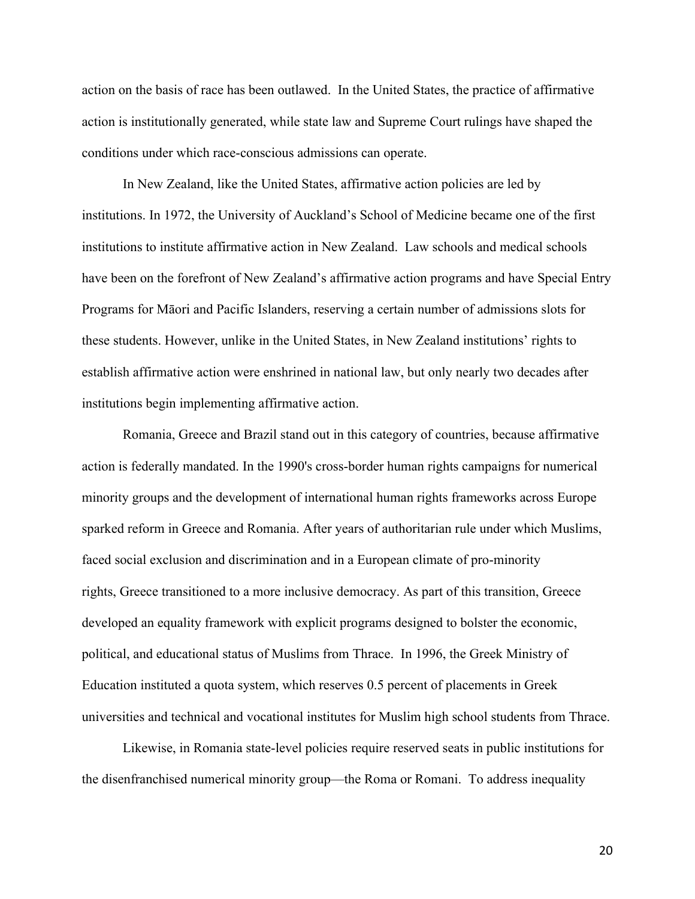action on the basis of race has been outlawed. In the United States, the practice of affirmative action is institutionally generated, while state law and Supreme Court rulings have shaped the conditions under which race-conscious admissions can operate.

In New Zealand, like the United States, affirmative action policies are led by institutions. In 1972, the University of Auckland's School of Medicine became one of the first institutions to institute affirmative action in New Zealand. Law schools and medical schools have been on the forefront of New Zealand's affirmative action programs and have Special Entry Programs for Māori and Pacific Islanders, reserving a certain number of admissions slots for these students. However, unlike in the United States, in New Zealand institutions' rights to establish affirmative action were enshrined in national law, but only nearly two decades after institutions begin implementing affirmative action.

Romania, Greece and Brazil stand out in this category of countries, because affirmative action is federally mandated. In the 1990's cross-border human rights campaigns for numerical minority groups and the development of international human rights frameworks across Europe sparked reform in Greece and Romania. After years of authoritarian rule under which Muslims, faced social exclusion and discrimination and in a European climate of pro-minority rights, Greece transitioned to a more inclusive democracy. As part of this transition, Greece developed an equality framework with explicit programs designed to bolster the economic, political, and educational status of Muslims from Thrace. In 1996, the Greek Ministry of Education instituted a quota system, which reserves 0.5 percent of placements in Greek universities and technical and vocational institutes for Muslim high school students from Thrace.

Likewise, in Romania state-level policies require reserved seats in public institutions for the disenfranchised numerical minority group—the Roma or Romani. To address inequality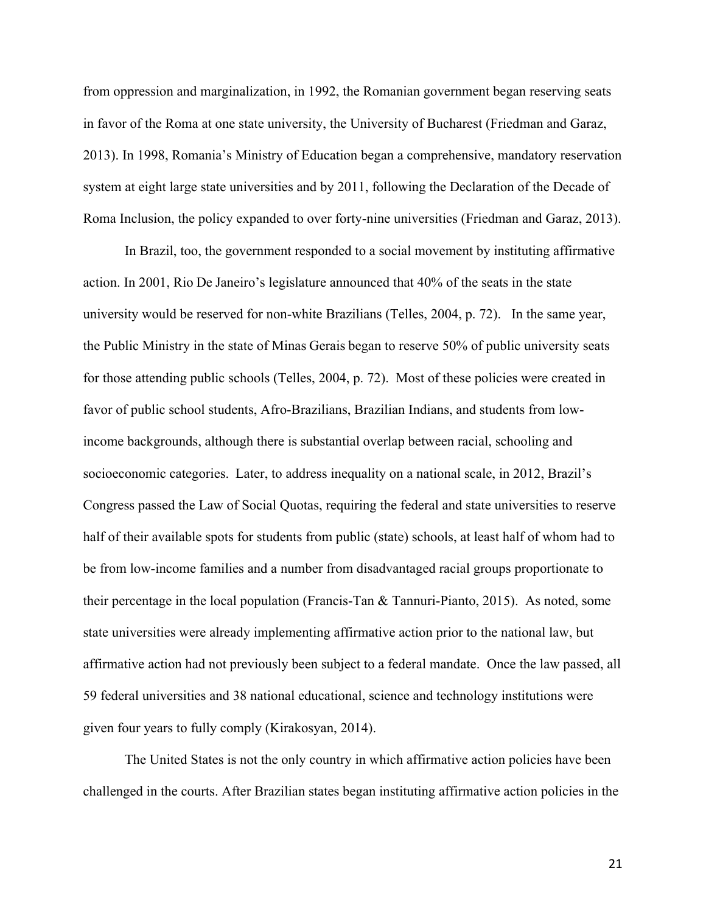from oppression and marginalization, in 1992, the Romanian government began reserving seats in favor of the Roma at one state university, the University of Bucharest (Friedman and Garaz, 2013). In 1998, Romania's Ministry of Education began a comprehensive, mandatory reservation system at eight large state universities and by 2011, following the Declaration of the Decade of Roma Inclusion, the policy expanded to over forty-nine universities (Friedman and Garaz, 2013).

In Brazil, too, the government responded to a social movement by instituting affirmative action. In 2001, Rio De Janeiro's legislature announced that 40% of the seats in the state university would be reserved for non-white Brazilians (Telles, 2004, p. 72). In the same year, the Public Ministry in the state of Minas Gerais began to reserve 50% of public university seats for those attending public schools (Telles, 2004, p. 72). Most of these policies were created in favor of public school students, Afro-Brazilians, Brazilian Indians, and students from low-income backgrounds, although there is substantial overlap between racial, schooling and socioeconomic categories. Later, to address inequality on a national scale, in 2012, Brazil's Congress passed the Law of Social Quotas, requiring the federal and state universities to reserve half of their available spots for students from public (state) schools, at least half of whom had to be from low-income families and a number from disadvantaged racial groups proportionate to their percentage in the local population (Francis-Tan & Tannuri-Pianto, 2015). As noted, some state universities were already implementing affirmative action prior to the national law, but affirmative action had not previously been subject to a federal mandate. Once the law passed, all 59 federal universities and 38 national educational, science and technology institutions were given four years to fully comply (Kirakosyan, 2014).

The United States is not the only country in which affirmative action policies have been challenged in the courts. After Brazilian states began instituting affirmative action policies in the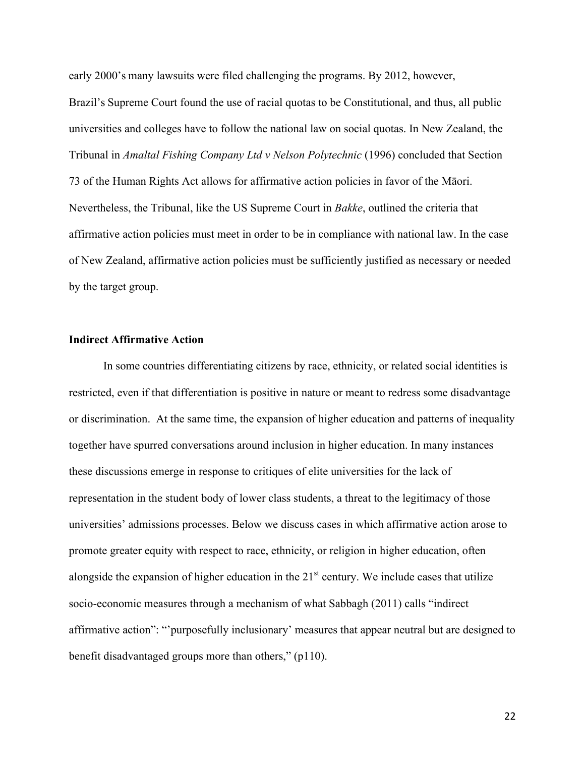early 2000's many lawsuits were filed challenging the programs. By 2012, however, Brazil's Supreme Court found the use of racial quotas to be Constitutional, and thus, all public universities and colleges have to follow the national law on social quotas. In New Zealand, the Tribunal in *Amaltal Fishing Company Ltd v Nelson Polytechnic* (1996) concluded that Section 73 of the Human Rights Act allows for affirmative action policies in favor of the Māori. Nevertheless, the Tribunal, like the US Supreme Court in *Bakke*, outlined the criteria that affirmative action policies must meet in order to be in compliance with national law. In the case of New Zealand, affirmative action policies must be sufficiently justified as necessary or needed by the target group.

**Indirect Affirmative Action**

In some countries differentiating citizens by race, ethnicity, or related social identities is restricted, even if that differentiation is positive in nature or meant to redress some disadvantage or discrimination. At the same time, the expansion of higher education and patterns of inequality together have spurred conversations around inclusion in higher education. In many instances these discussions emerge in response to critiques of elite universities for the lack of representation in the student body of lower class students, a threat to the legitimacy of those universities' admissions processes. Below we discuss cases in which affirmative action arose to promote greater equity with respect to race, ethnicity, or religion in higher education, often alongside the expansion of higher education in the 21st century. We include cases that utilize socio-economic measures through a mechanism of what Sabbagh (2011) calls "indirect affirmative action": "'purposefully inclusionary' measures that appear neutral but are designed to benefit disadvantaged groups more than others," (p110).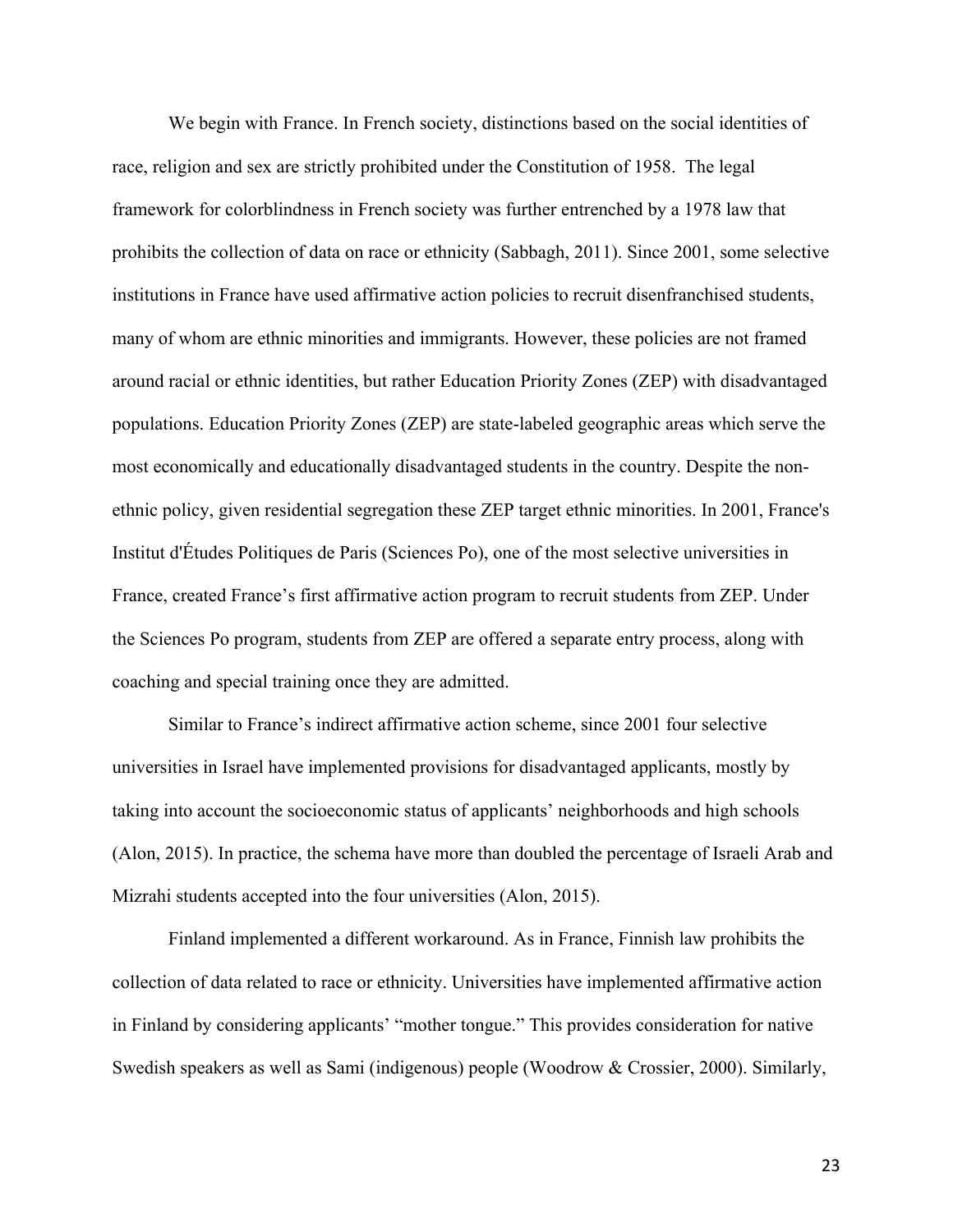We begin with France. In French society, distinctions based on the social identities of race, religion and sex are strictly prohibited under the Constitution of 1958. The legal framework for colorblindness in French society was further entrenched by a 1978 law that prohibits the collection of data on race or ethnicity (Sabbagh, 2011). Since 2001, some selective institutions in France have used affirmative action policies to recruit disenfranchised students, many of whom are ethnic minorities and immigrants. However, these policies are not framed around racial or ethnic identities, but rather Education Priority Zones (ZEP) with disadvantaged populations. Education Priority Zones (ZEP) are state-labeled geographic areas which serve the most economically and educationally disadvantaged students in the country. Despite the non-ethnic policy, given residential segregation these ZEP target ethnic minorities. In 2001, France's Institut d'Études Politiques de Paris (Sciences Po), one of the most selective universities in France, created France's first affirmative action program to recruit students from ZEP. Under the Sciences Po program, students from ZEP are offered a separate entry process, along with coaching and special training once they are admitted.

Similar to France's indirect affirmative action scheme, since 2001 four selective universities in Israel have implemented provisions for disadvantaged applicants, mostly by taking into account the socioeconomic status of applicants' neighborhoods and high schools (Alon, 2015). In practice, the schema have more than doubled the percentage of Israeli Arab and Mizrahi students accepted into the four universities (Alon, 2015).

Finland implemented a different workaround. As in France, Finnish law prohibits the collection of data related to race or ethnicity. Universities have implemented affirmative action in Finland by considering applicants' "mother tongue." This provides consideration for native Swedish speakers as well as Sami (indigenous) people (Woodrow & Crossier, 2000). Similarly,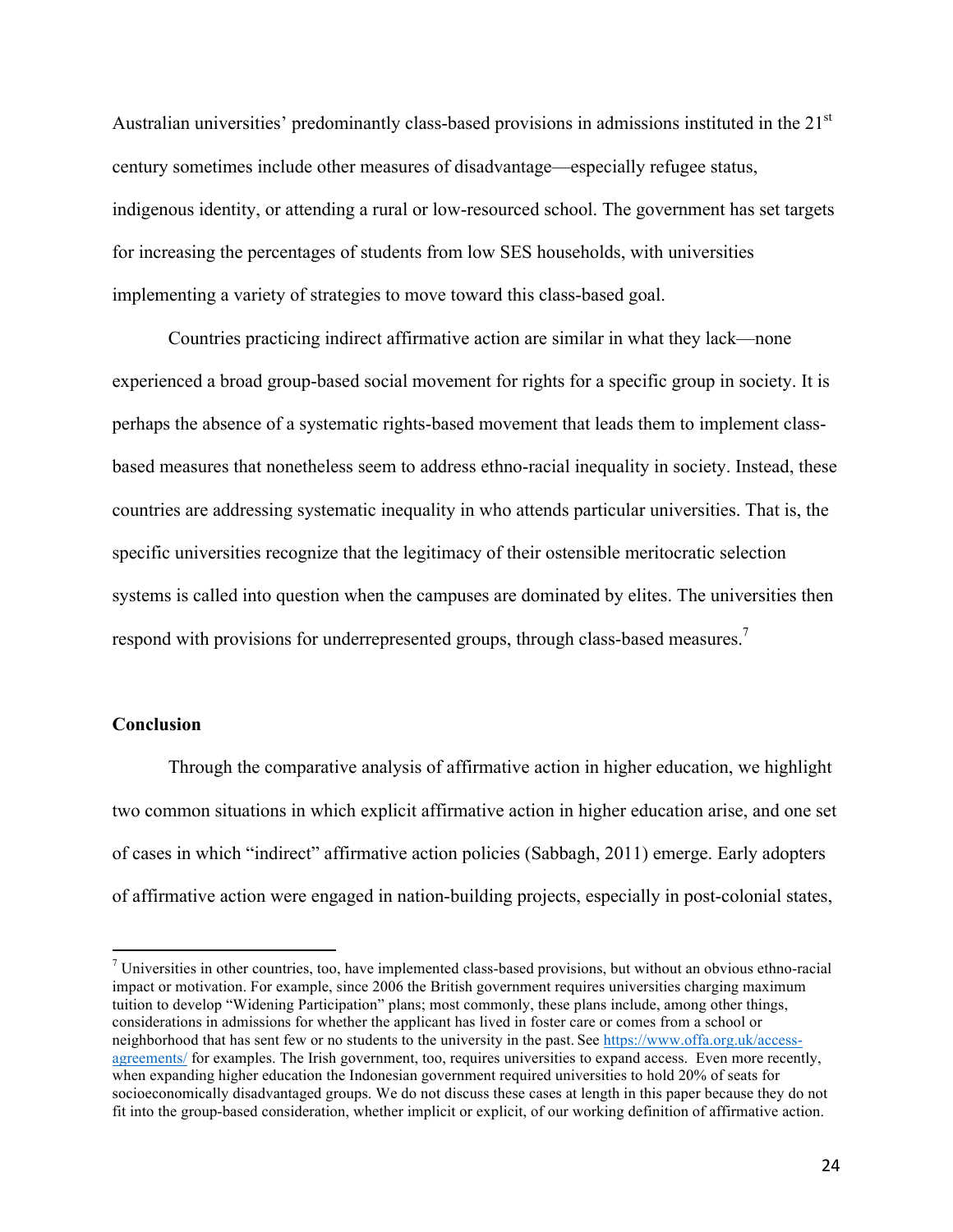Australian universities' predominantly class-based provisions in admissions instituted in the 21st century sometimes include other measures of disadvantage—especially refugee status, indigenous identity, or attending a rural or low-resourced school. The government has set targets for increasing the percentages of students from low SES households, with universities implementing a variety of strategies to move toward this class-based goal.

Countries practicing indirect affirmative action are similar in what they lack—none experienced a broad group-based social movement for rights for a specific group in society. It is perhaps the absence of a systematic rights-based movement that leads them to implement class-based measures that nonetheless seem to address ethno-racial inequality in society. Instead, these countries are addressing systematic inequality in who attends particular universities. That is, the specific universities recognize that the legitimacy of their ostensible meritocratic selection systems is called into question when the campuses are dominated by elites. The universities then respond with provisions for underrepresented groups, through class-based measures.[7]

**Conclusion**

Through the comparative analysis of affirmative action in higher education, we highlight two common situations in which explicit affirmative action in higher education arise, and one set of cases in which "indirect" affirmative action policies (Sabbagh, 2011) emerge. Early adopters of affirmative action were engaged in nation-building projects, especially in post-colonial states,

---

[7] Universities in other countries, too, have implemented class-based provisions, but without an obvious ethno-racial impact or motivation. For example, since 2006 the British government requires universities charging maximum tuition to develop "Widening Participation" plans; most commonly, these plans include, among other things, considerations in admissions for whether the applicant has lived in foster care or comes from a school or neighborhood that has sent few or no students to the university in the past. See https://www.offa.org.uk/access-agreements/ for examples. The Irish government, too, requires universities to expand access. Even more recently, when expanding higher education the Indonesian government required universities to hold 20% of seats for socioeconomically disadvantaged groups. We do not discuss these cases at length in this paper because they do not fit into the group-based consideration, whether implicit or explicit, of our working definition of affirmative action.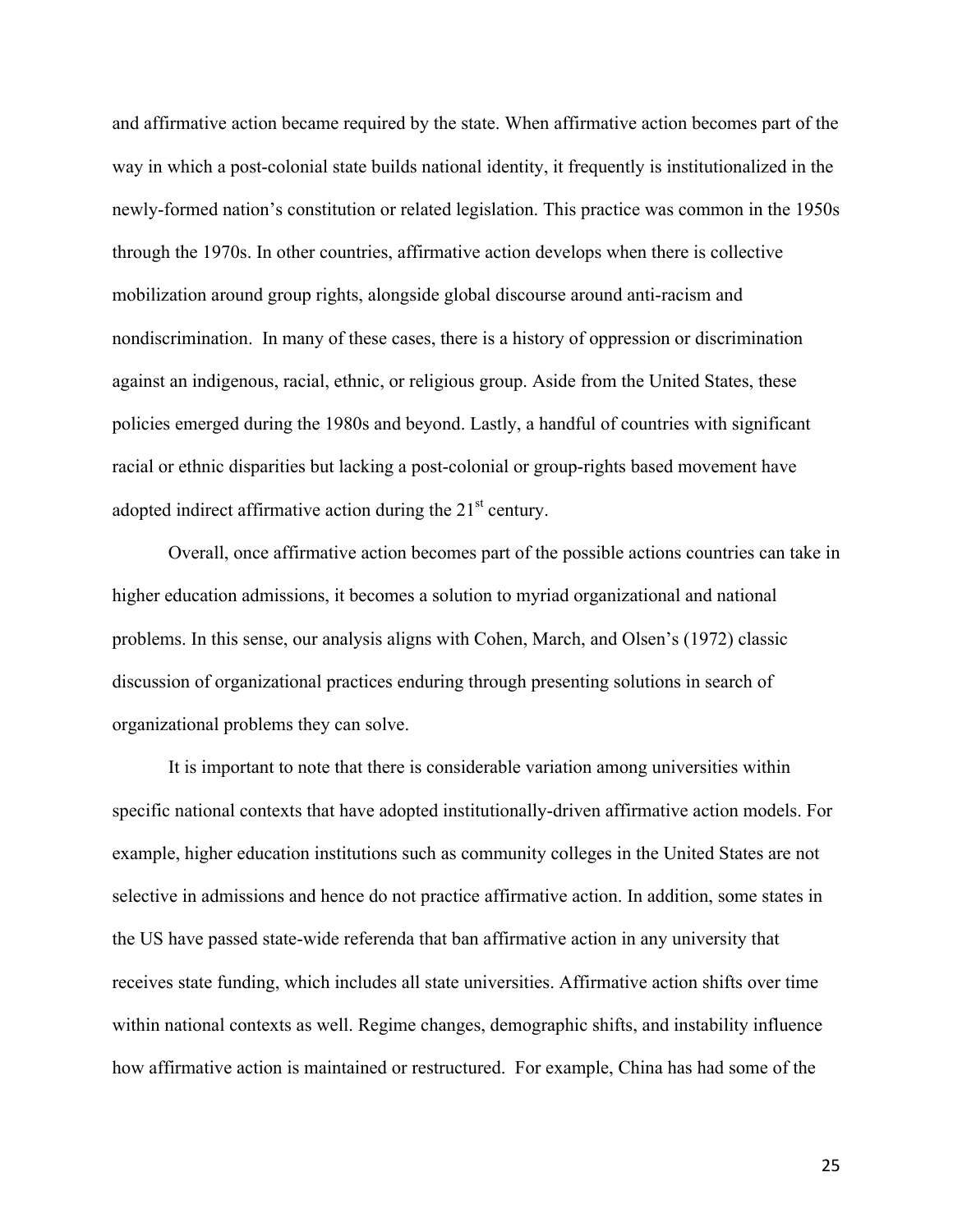and affirmative action became required by the state. When affirmative action becomes part of the way in which a post-colonial state builds national identity, it frequently is institutionalized in the newly-formed nation's constitution or related legislation. This practice was common in the 1950s through the 1970s. In other countries, affirmative action develops when there is collective mobilization around group rights, alongside global discourse around anti-racism and nondiscrimination. In many of these cases, there is a history of oppression or discrimination against an indigenous, racial, ethnic, or religious group. Aside from the United States, these policies emerged during the 1980s and beyond. Lastly, a handful of countries with significant racial or ethnic disparities but lacking a post-colonial or group-rights based movement have adopted indirect affirmative action during the 21st century.

Overall, once affirmative action becomes part of the possible actions countries can take in higher education admissions, it becomes a solution to myriad organizational and national problems. In this sense, our analysis aligns with Cohen, March, and Olsen's (1972) classic discussion of organizational practices enduring through presenting solutions in search of organizational problems they can solve.

It is important to note that there is considerable variation among universities within specific national contexts that have adopted institutionally-driven affirmative action models. For example, higher education institutions such as community colleges in the United States are not selective in admissions and hence do not practice affirmative action. In addition, some states in the US have passed state-wide referenda that ban affirmative action in any university that receives state funding, which includes all state universities. Affirmative action shifts over time within national contexts as well. Regime changes, demographic shifts, and instability influence how affirmative action is maintained or restructured. For example, China has had some of the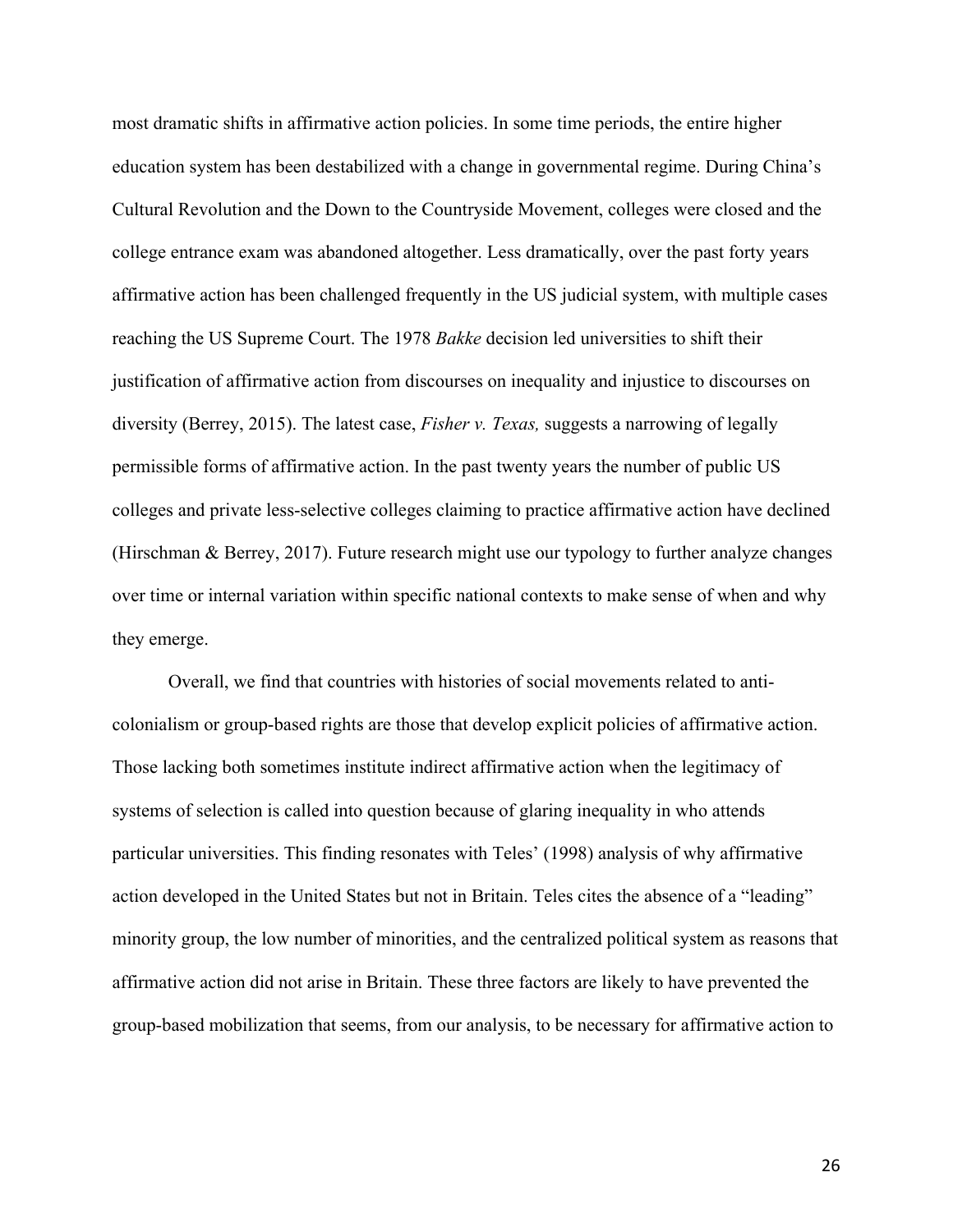most dramatic shifts in affirmative action policies. In some time periods, the entire higher education system has been destabilized with a change in governmental regime. During China's Cultural Revolution and the Down to the Countryside Movement, colleges were closed and the college entrance exam was abandoned altogether. Less dramatically, over the past forty years affirmative action has been challenged frequently in the US judicial system, with multiple cases reaching the US Supreme Court. The 1978 *Bakke* decision led universities to shift their justification of affirmative action from discourses on inequality and injustice to discourses on diversity (Berrey, 2015). The latest case, *Fisher v. Texas,* suggests a narrowing of legally permissible forms of affirmative action. In the past twenty years the number of public US colleges and private less-selective colleges claiming to practice affirmative action have declined (Hirschman & Berrey, 2017). Future research might use our typology to further analyze changes over time or internal variation within specific national contexts to make sense of when and why they emerge.

Overall, we find that countries with histories of social movements related to anti-colonialism or group-based rights are those that develop explicit policies of affirmative action. Those lacking both sometimes institute indirect affirmative action when the legitimacy of systems of selection is called into question because of glaring inequality in who attends particular universities. This finding resonates with Teles' (1998) analysis of why affirmative action developed in the United States but not in Britain. Teles cites the absence of a "leading" minority group, the low number of minorities, and the centralized political system as reasons that affirmative action did not arise in Britain. These three factors are likely to have prevented the group-based mobilization that seems, from our analysis, to be necessary for affirmative action to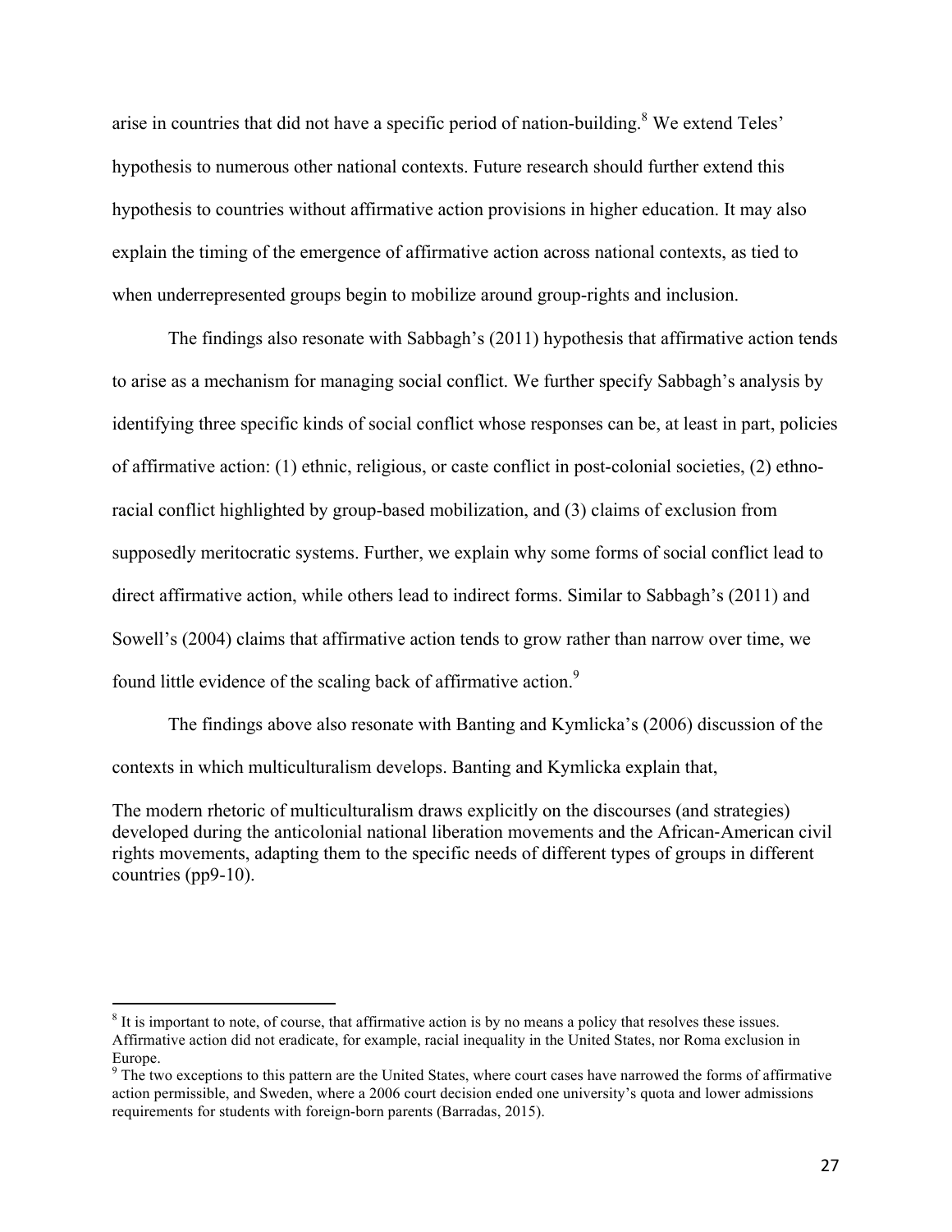arise in countries that did not have a specific period of nation-building.[8] We extend Teles' hypothesis to numerous other national contexts. Future research should further extend this hypothesis to countries without affirmative action provisions in higher education. It may also explain the timing of the emergence of affirmative action across national contexts, as tied to when underrepresented groups begin to mobilize around group-rights and inclusion.

The findings also resonate with Sabbagh's (2011) hypothesis that affirmative action tends to arise as a mechanism for managing social conflict. We further specify Sabbagh's analysis by identifying three specific kinds of social conflict whose responses can be, at least in part, policies of affirmative action: (1) ethnic, religious, or caste conflict in post-colonial societies, (2) ethno-racial conflict highlighted by group-based mobilization, and (3) claims of exclusion from supposedly meritocratic systems. Further, we explain why some forms of social conflict lead to direct affirmative action, while others lead to indirect forms. Similar to Sabbagh's (2011) and Sowell's (2004) claims that affirmative action tends to grow rather than narrow over time, we found little evidence of the scaling back of affirmative action.[9]

The findings above also resonate with Banting and Kymlicka's (2006) discussion of the contexts in which multiculturalism develops. Banting and Kymlicka explain that,

> The modern rhetoric of multiculturalism draws explicitly on the discourses (and strategies) developed during the anticolonial national liberation movements and the African-American civil rights movements, adapting them to the specific needs of different types of groups in different countries (pp9-10).

---

[8] It is important to note, of course, that affirmative action is by no means a policy that resolves these issues. Affirmative action did not eradicate, for example, racial inequality in the United States, nor Roma exclusion in Europe.

[9] The two exceptions to this pattern are the United States, where court cases have narrowed the forms of affirmative action permissible, and Sweden, where a 2006 court decision ended one university's quota and lower admissions requirements for students with foreign-born parents (Barradas, 2015).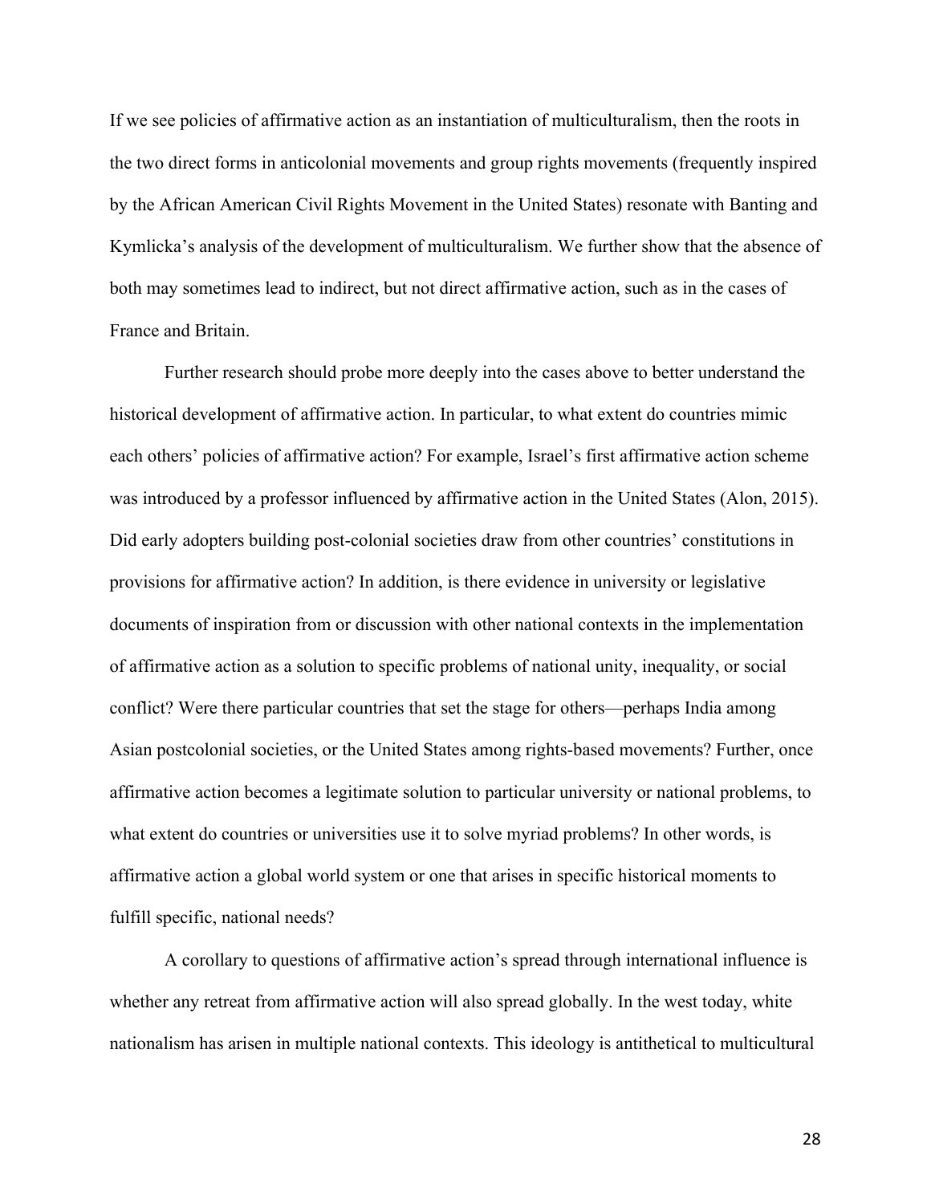If we see policies of affirmative action as an instantiation of multiculturalism, then the roots in the two direct forms in anticolonial movements and group rights movements (frequently inspired by the African American Civil Rights Movement in the United States) resonate with Banting and Kymlicka's analysis of the development of multiculturalism. We further show that the absence of both may sometimes lead to indirect, but not direct affirmative action, such as in the cases of France and Britain.

Further research should probe more deeply into the cases above to better understand the historical development of affirmative action. In particular, to what extent do countries mimic each others' policies of affirmative action? For example, Israel's first affirmative action scheme was introduced by a professor influenced by affirmative action in the United States (Alon, 2015). Did early adopters building post-colonial societies draw from other countries' constitutions in provisions for affirmative action? In addition, is there evidence in university or legislative documents of inspiration from or discussion with other national contexts in the implementation of affirmative action as a solution to specific problems of national unity, inequality, or social conflict? Were there particular countries that set the stage for others—perhaps India among Asian postcolonial societies, or the United States among rights-based movements? Further, once affirmative action becomes a legitimate solution to particular university or national problems, to what extent do countries or universities use it to solve myriad problems? In other words, is affirmative action a global world system or one that arises in specific historical moments to fulfill specific, national needs?

A corollary to questions of affirmative action's spread through international influence is whether any retreat from affirmative action will also spread globally. In the west today, white nationalism has arisen in multiple national contexts. This ideology is antithetical to multicultural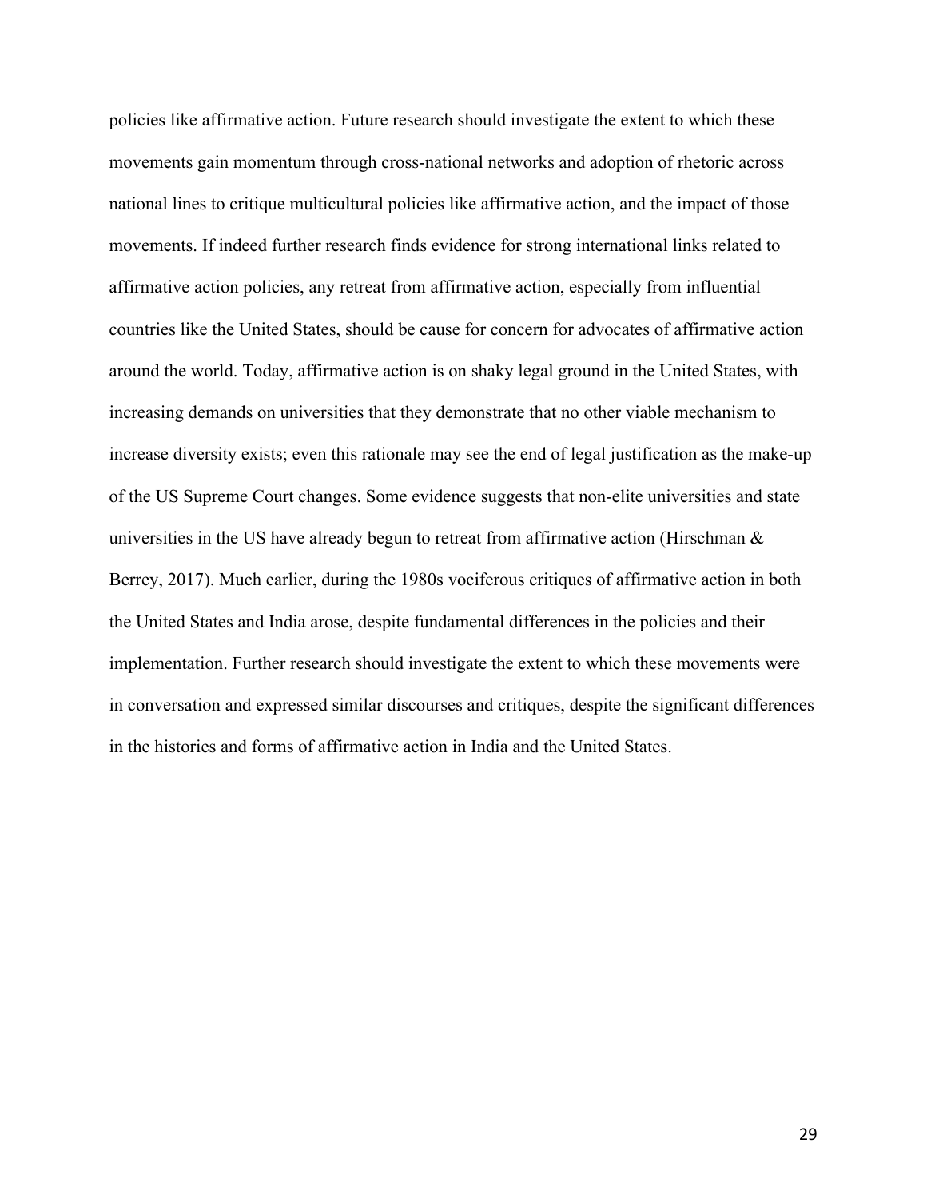policies like affirmative action. Future research should investigate the extent to which these movements gain momentum through cross-national networks and adoption of rhetoric across national lines to critique multicultural policies like affirmative action, and the impact of those movements. If indeed further research finds evidence for strong international links related to affirmative action policies, any retreat from affirmative action, especially from influential countries like the United States, should be cause for concern for advocates of affirmative action around the world. Today, affirmative action is on shaky legal ground in the United States, with increasing demands on universities that they demonstrate that no other viable mechanism to increase diversity exists; even this rationale may see the end of legal justification as the make-up of the US Supreme Court changes. Some evidence suggests that non-elite universities and state universities in the US have already begun to retreat from affirmative action (Hirschman & Berrey, 2017). Much earlier, during the 1980s vociferous critiques of affirmative action in both the United States and India arose, despite fundamental differences in the policies and their implementation. Further research should investigate the extent to which these movements were in conversation and expressed similar discourses and critiques, despite the significant differences in the histories and forms of affirmative action in India and the United States.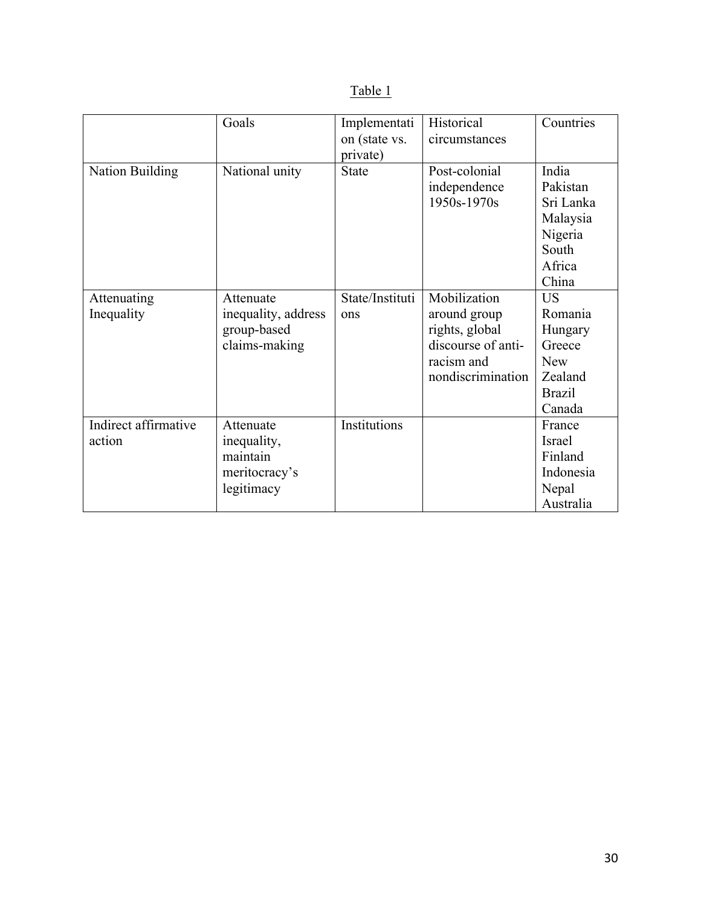Table 1

| | Goals | Implementation (state vs. private) | Historical circumstances | Countries |
|---|---|---|---|---|
| Nation Building | National unity | State | Post-colonial independence 1950s-1970s | India<br>Pakistan<br>Sri Lanka<br>Malaysia<br>Nigeria<br>South Africa<br>China |
| Attenuating Inequality | Attenuate inequality, address group-based claims-making | State/Institutions | Mobilization around group rights, global discourse of anti-racism and nondiscrimination | US<br>Romania<br>Hungary<br>Greece<br>New Zealand<br>Brazil<br>Canada |
| Indirect affirmative action | Attenuate inequality, maintain meritocracy's legitimacy | Institutions | | France<br>Israel<br>Finland<br>Indonesia<br>Nepal<br>Australia |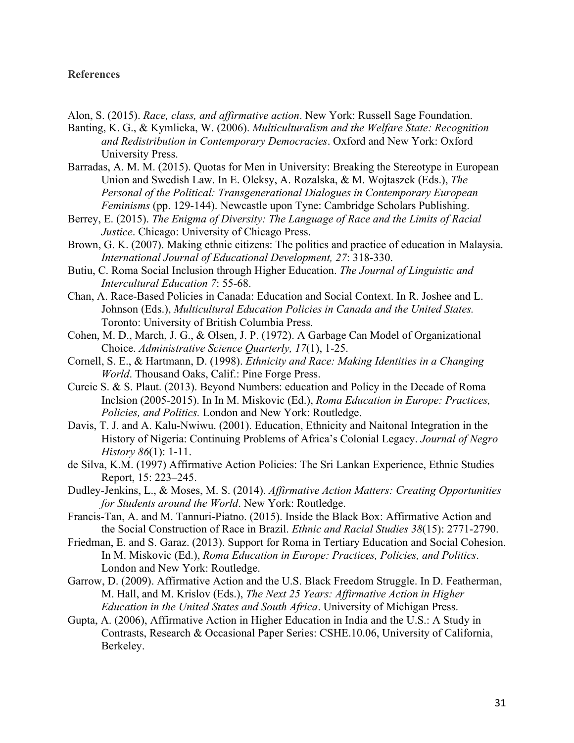**References**

Alon, S. (2015). *Race, class, and affirmative action*. New York: Russell Sage Foundation.

Banting, K. G., & Kymlicka, W. (2006). *Multiculturalism and the Welfare State: Recognition and Redistribution in Contemporary Democracies*. Oxford and New York: Oxford University Press.

Barradas, A. M. M. (2015). Quotas for Men in University: Breaking the Stereotype in European Union and Swedish Law. In E. Oleksy, A. Rozalska, & M. Wojtaszek (Eds.), *The Personal of the Political: Transgenerational Dialogues in Contemporary European Feminisms* (pp. 129-144). Newcastle upon Tyne: Cambridge Scholars Publishing.

Berrey, E. (2015). *The Enigma of Diversity: The Language of Race and the Limits of Racial Justice*. Chicago: University of Chicago Press.

Brown, G. K. (2007). Making ethnic citizens: The politics and practice of education in Malaysia. *International Journal of Educational Development, 27*: 318-330.

Butiu, C. Roma Social Inclusion through Higher Education. *The Journal of Linguistic and Intercultural Education 7*: 55-68.

Chan, A. Race-Based Policies in Canada: Education and Social Context. In R. Joshee and L. Johnson (Eds.), *Multicultural Education Policies in Canada and the United States.* Toronto: University of British Columbia Press.

Cohen, M. D., March, J. G., & Olsen, J. P. (1972). A Garbage Can Model of Organizational Choice. *Administrative Science Quarterly, 17*(1), 1-25.

Cornell, S. E., & Hartmann, D. (1998). *Ethnicity and Race: Making Identities in a Changing World*. Thousand Oaks, Calif.: Pine Forge Press.

Curcic S. & S. Plaut. (2013). Beyond Numbers: education and Policy in the Decade of Roma Inclsion (2005-2015). In In M. Miskovic (Ed.), *Roma Education in Europe: Practices, Policies, and Politics.* London and New York: Routledge.

Davis, T. J. and A. Kalu-Nwiwu. (2001). Education, Ethnicity and Naitonal Integration in the History of Nigeria: Continuing Problems of Africa's Colonial Legacy. *Journal of Negro History 86*(1): 1-11.

de Silva, K.M. (1997) Affirmative Action Policies: The Sri Lankan Experience, Ethnic Studies Report, 15: 223–245.

Dudley-Jenkins, L., & Moses, M. S. (2014). *Affirmative Action Matters: Creating Opportunities for Students around the World*. New York: Routledge.

Francis-Tan, A. and M. Tannuri-Piatno. (2015). Inside the Black Box: Affirmative Action and the Social Construction of Race in Brazil. *Ethnic and Racial Studies 38*(15): 2771-2790.

Friedman, E. and S. Garaz. (2013). Support for Roma in Tertiary Education and Social Cohesion. In M. Miskovic (Ed.), *Roma Education in Europe: Practices, Policies, and Politics*. London and New York: Routledge.

Garrow, D. (2009). Affirmative Action and the U.S. Black Freedom Struggle. In D. Featherman, M. Hall, and M. Krislov (Eds.), *The Next 25 Years: Affirmative Action in Higher Education in the United States and South Africa*. University of Michigan Press.

Gupta, A. (2006), Affirmative Action in Higher Education in India and the U.S.: A Study in Contrasts, Research & Occasional Paper Series: CSHE.10.06, University of California, Berkeley.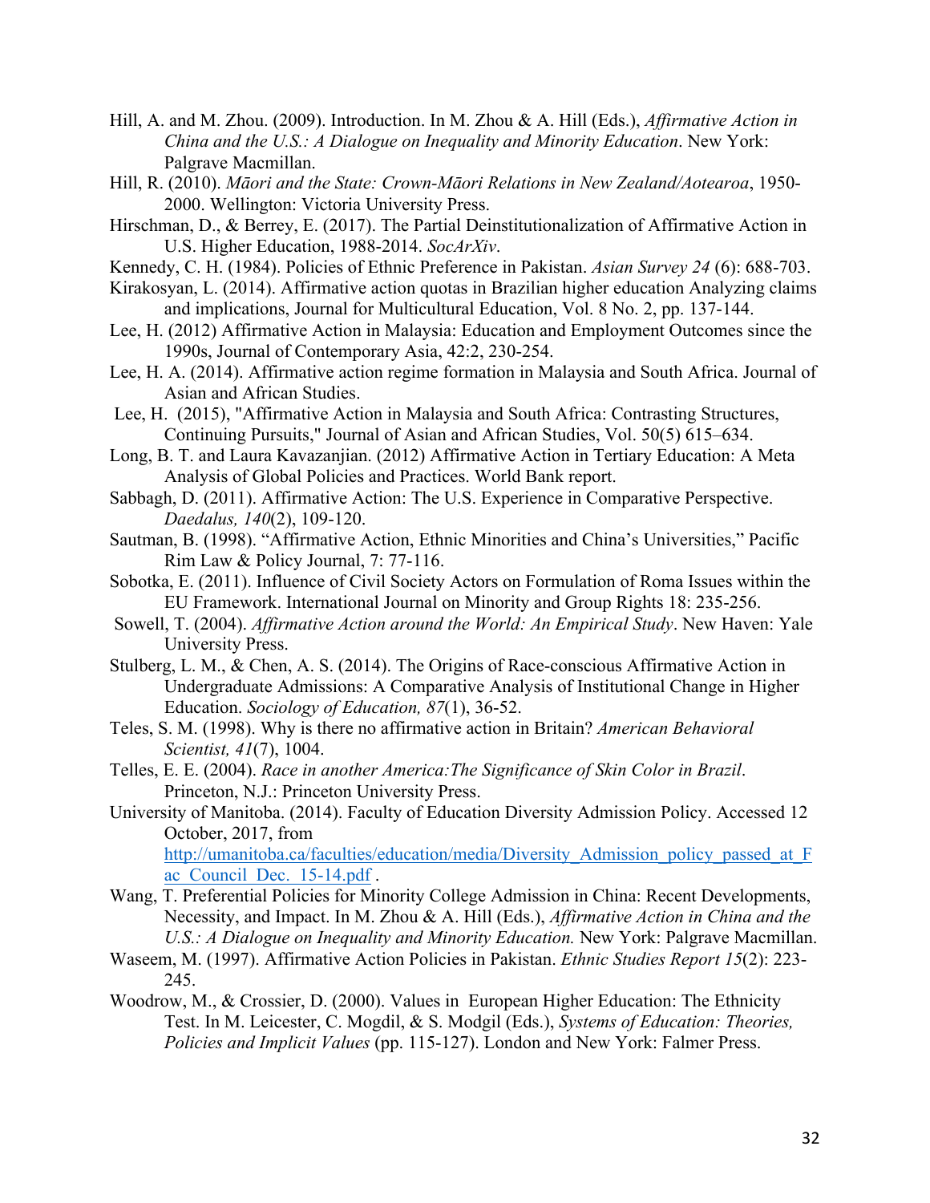Hill, A. and M. Zhou. (2009). Introduction. In M. Zhou & A. Hill (Eds.), *Affirmative Action in China and the U.S.: A Dialogue on Inequality and Minority Education*. New York: Palgrave Macmillan.

Hill, R. (2010). *Māori and the State: Crown-Māori Relations in New Zealand/Aotearoa*, 1950-2000. Wellington: Victoria University Press.

Hirschman, D., & Berrey, E. (2017). The Partial Deinstitutionalization of Affirmative Action in U.S. Higher Education, 1988-2014. *SocArXiv*.

Kennedy, C. H. (1984). Policies of Ethnic Preference in Pakistan. *Asian Survey 24* (6): 688-703.

Kirakosyan, L. (2014). Affirmative action quotas in Brazilian higher education Analyzing claims and implications, Journal for Multicultural Education, Vol. 8 No. 2, pp. 137-144.

Lee, H. (2012) Affirmative Action in Malaysia: Education and Employment Outcomes since the 1990s, Journal of Contemporary Asia, 42:2, 230-254.

Lee, H. A. (2014). Affirmative action regime formation in Malaysia and South Africa. Journal of Asian and African Studies.

Lee, H. (2015), "Affirmative Action in Malaysia and South Africa: Contrasting Structures, Continuing Pursuits," Journal of Asian and African Studies, Vol. 50(5) 615–634.

Long, B. T. and Laura Kavazanjian. (2012) Affirmative Action in Tertiary Education: A Meta Analysis of Global Policies and Practices. World Bank report.

Sabbagh, D. (2011). Affirmative Action: The U.S. Experience in Comparative Perspective. *Daedalus, 140*(2), 109-120.

Sautman, B. (1998). "Affirmative Action, Ethnic Minorities and China's Universities," Pacific Rim Law & Policy Journal, 7: 77-116.

Sobotka, E. (2011). Influence of Civil Society Actors on Formulation of Roma Issues within the EU Framework. International Journal on Minority and Group Rights 18: 235-256.

Sowell, T. (2004). *Affirmative Action around the World: An Empirical Study*. New Haven: Yale University Press.

Stulberg, L. M., & Chen, A. S. (2014). The Origins of Race-conscious Affirmative Action in Undergraduate Admissions: A Comparative Analysis of Institutional Change in Higher Education. *Sociology of Education, 87*(1), 36-52.

Teles, S. M. (1998). Why is there no affirmative action in Britain? *American Behavioral Scientist, 41*(7), 1004.

Telles, E. E. (2004). *Race in another America:The Significance of Skin Color in Brazil*. Princeton, N.J.: Princeton University Press.

University of Manitoba. (2014). Faculty of Education Diversity Admission Policy. Accessed 12 October, 2017, from http://umanitoba.ca/faculties/education/media/Diversity_Admission_policy_passed_at_Fac_Council_Dec._15-14.pdf .

Wang, T. Preferential Policies for Minority College Admission in China: Recent Developments, Necessity, and Impact. In M. Zhou & A. Hill (Eds.), *Affirmative Action in China and the U.S.: A Dialogue on Inequality and Minority Education.* New York: Palgrave Macmillan.

Waseem, M. (1997). Affirmative Action Policies in Pakistan. *Ethnic Studies Report 15*(2): 223-245.

Woodrow, M., & Crossier, D. (2000). Values in European Higher Education: The Ethnicity Test. In M. Leicester, C. Mogdil, & S. Modgil (Eds.), *Systems of Education: Theories, Policies and Implicit Values* (pp. 115-127). London and New York: Falmer Press.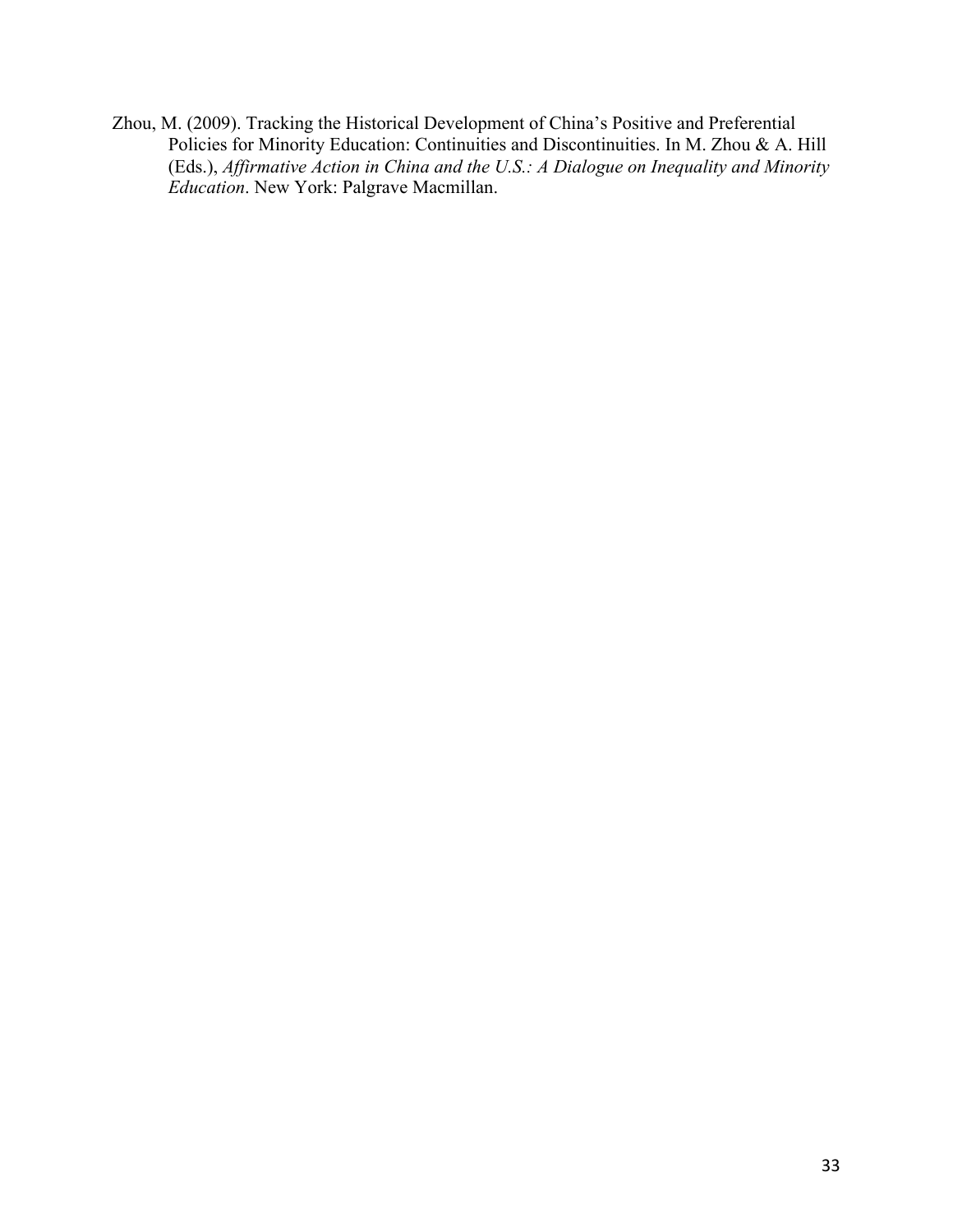Zhou, M. (2009). Tracking the Historical Development of China's Positive and Preferential Policies for Minority Education: Continuities and Discontinuities. In M. Zhou & A. Hill (Eds.), *Affirmative Action in China and the U.S.: A Dialogue on Inequality and Minority Education*. New York: Palgrave Macmillan.